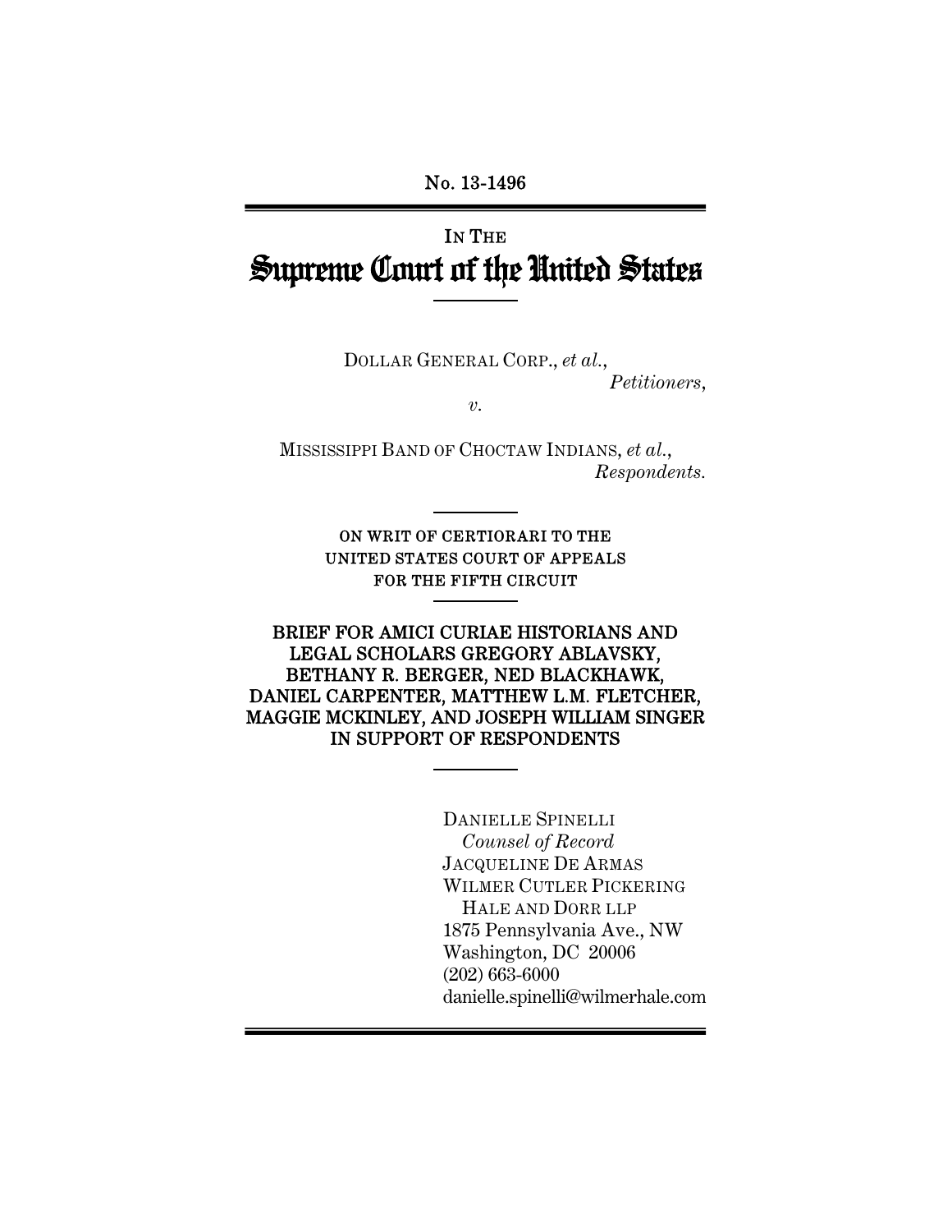No. 13-1496

# IN THE Supreme Court of the United States

DOLLAR GENERAL CORP., *et al.*,
*Petitioners*,

*v.*

MISSISSIPPI BAND OF CHOCTAW INDIANS, *et al.*,
*Respondents.*

ON WRIT OF CERTIORARI TO THE UNITED STATES COURT OF APPEALS FOR THE FIFTH CIRCUIT

**BRIEF FOR AMICI CURIAE HISTORIANS AND LEGAL SCHOLARS GREGORY ABLAVSKY, BETHANY R. BERGER, NED BLACKHAWK, DANIEL CARPENTER, MATTHEW L.M. FLETCHER, MAGGIE MCKINLEY, AND JOSEPH WILLIAM SINGER IN SUPPORT OF RESPONDENTS**

DANIELLE SPINELLI
*Counsel of Record*
JACQUELINE DE ARMAS
WILMER CUTLER PICKERING
HALE AND DORR LLP
1875 Pennsylvania Ave., NW
Washington, DC 20006
(202) 663-6000
danielle.spinelli@wilmerhale.com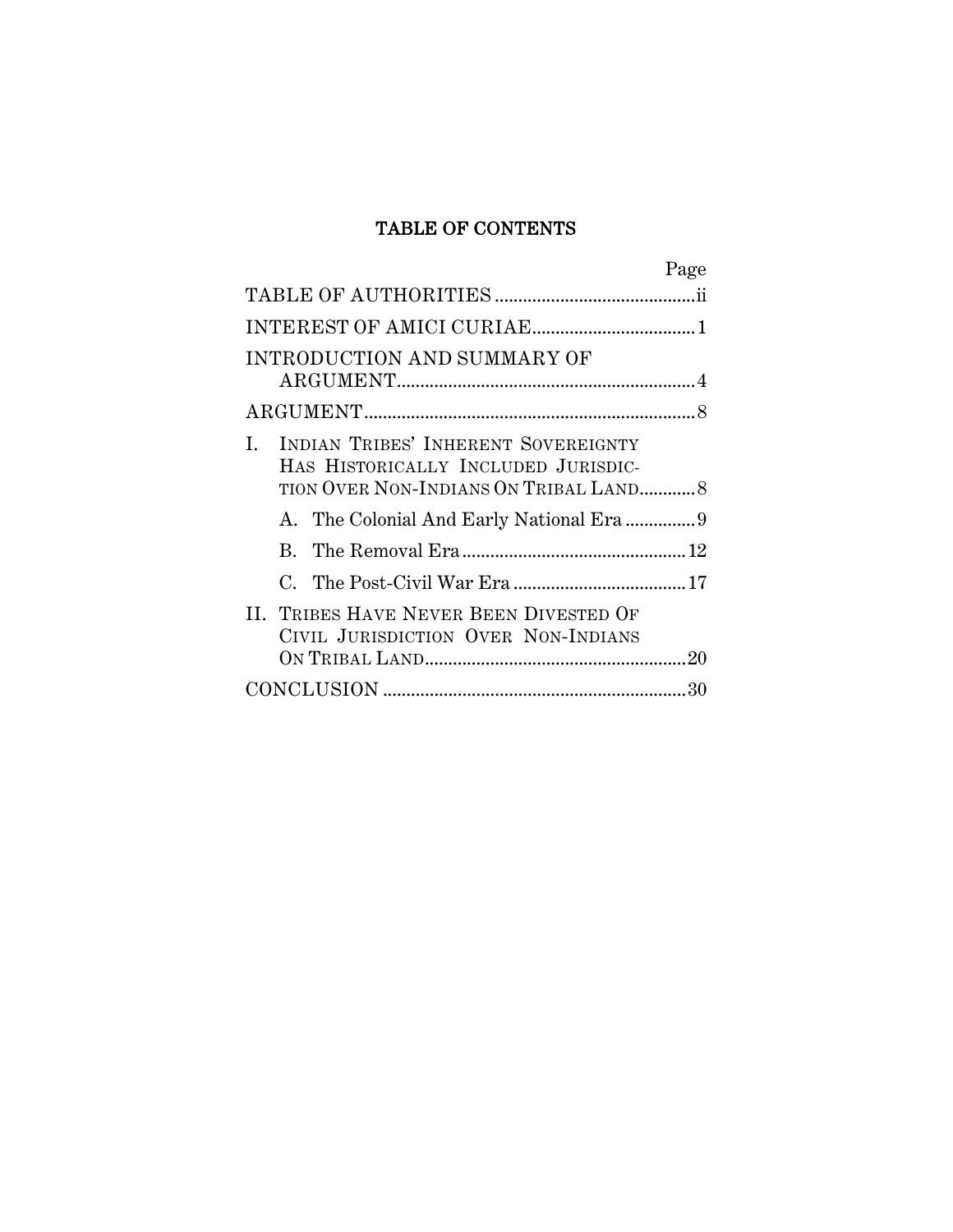# TABLE OF CONTENTS

| | Page |
|---|---|
| TABLE OF AUTHORITIES | ii |
| INTEREST OF AMICI CURIAE | 1 |
| INTRODUCTION AND SUMMARY OF ARGUMENT | 4 |
| ARGUMENT | 8 |
| I. INDIAN TRIBES' INHERENT SOVEREIGNTY HAS HISTORICALLY INCLUDED JURISDICTION OVER NON-INDIANS ON TRIBAL LAND | 8 |
| A. The Colonial And Early National Era | 9 |
| B. The Removal Era | 12 |
| C. The Post-Civil War Era | 17 |
| II. TRIBES HAVE NEVER BEEN DIVESTED OF CIVIL JURISDICTION OVER NON-INDIANS ON TRIBAL LAND | 20 |
| CONCLUSION | 30 |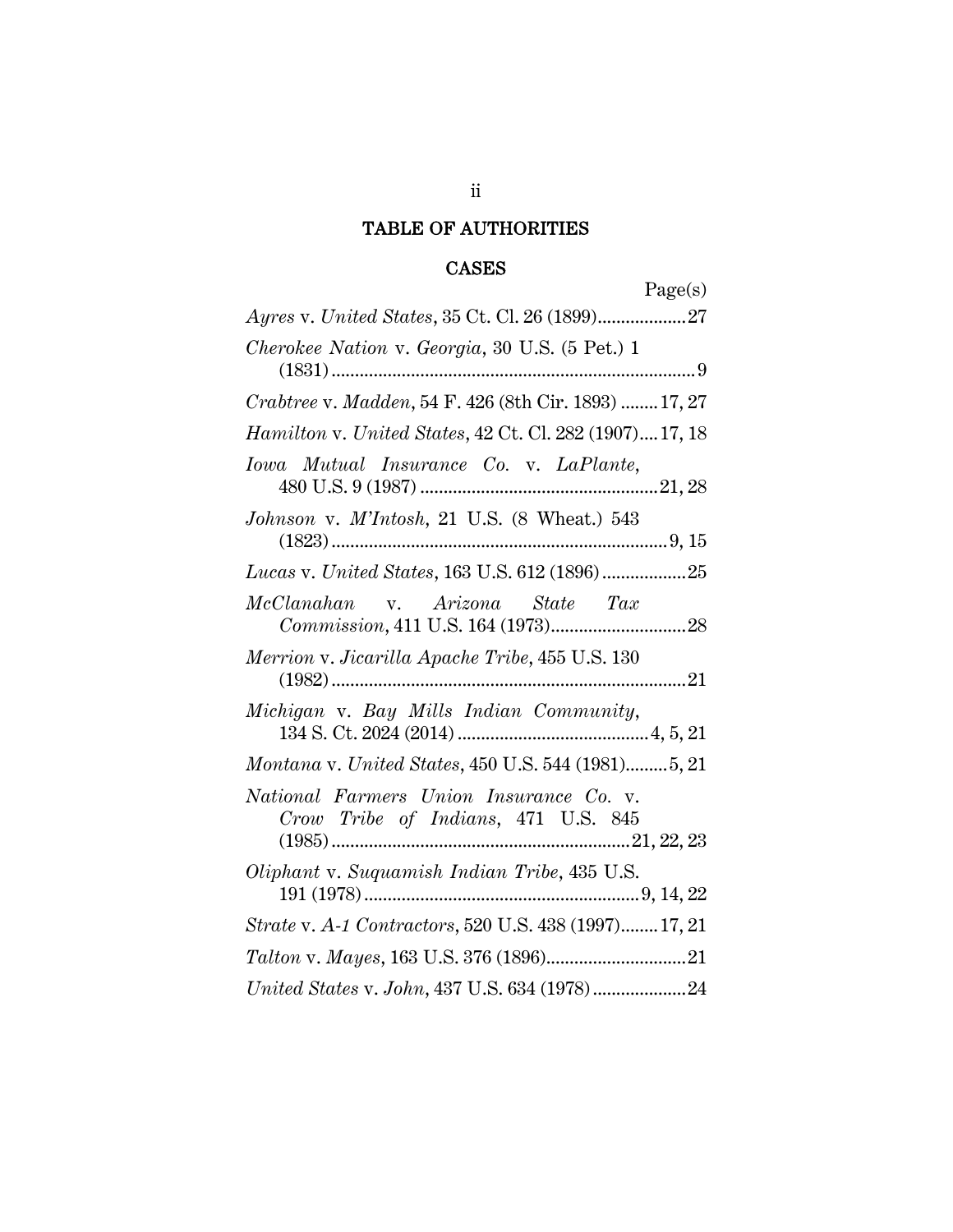# TABLE OF AUTHORITIES

## CASES

Page(s)

*Ayres* v. *United States*, 35 Ct. Cl. 26 (1899)...................27

*Cherokee Nation* v. *Georgia*, 30 U.S. (5 Pet.) 1 (1831)...................9

*Crabtree* v. *Madden*, 54 F. 426 (8th Cir. 1893)........17, 27

*Hamilton* v. *United States*, 42 Ct. Cl. 282 (1907)....17, 18

*Iowa Mutual Insurance Co.* v. *LaPlante*, 480 U.S. 9 (1987)...................21, 28

*Johnson* v. *M'Intosh*, 21 U.S. (8 Wheat.) 543 (1823)...................9, 15

*Lucas* v. *United States*, 163 U.S. 612 (1896)..................25

*McClanahan* v. *Arizona State Tax Commission*, 411 U.S. 164 (1973)...................28

*Merrion* v. *Jicarilla Apache Tribe*, 455 U.S. 130 (1982)...................21

*Michigan* v. *Bay Mills Indian Community*, 134 S. Ct. 2024 (2014)...................4, 5, 21

*Montana* v. *United States*, 450 U.S. 544 (1981).........5, 21

*National Farmers Union Insurance Co.* v. *Crow Tribe of Indians*, 471 U.S. 845 (1985)...................21, 22, 23

*Oliphant* v. *Suquamish Indian Tribe*, 435 U.S. 191 (1978)...................9, 14, 22

*Strate* v. *A-1 Contractors*, 520 U.S. 438 (1997)........17, 21

*Talton* v. *Mayes*, 163 U.S. 376 (1896)...................21

*United States* v. *John*, 437 U.S. 634 (1978)...................24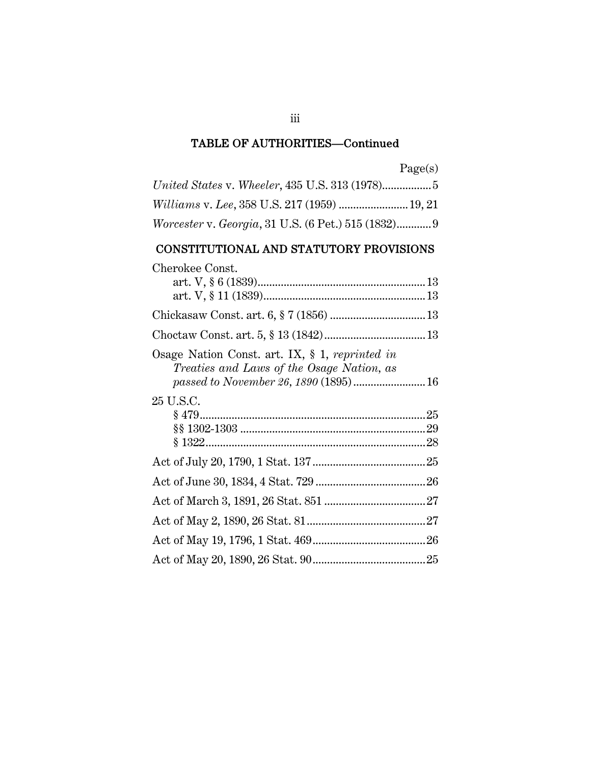## TABLE OF AUTHORITIES—Continued

Page(s)

*United States* v. *Wheeler*, 435 U.S. 313 (1978)................. 5

*Williams* v. *Lee*, 358 U.S. 217 (1959) ........................ 19, 21

*Worcester* v. *Georgia*, 31 U.S. (6 Pet.) 515 (1832)............ 9

## CONSTITUTIONAL AND STATUTORY PROVISIONS

Cherokee Const.
- art. V, § 6 (1839).......................................................... 13
- art. V, § 11 (1839)........................................................ 13

Chickasaw Const. art. 6, § 7 (1856) ................................. 13

Choctaw Const. art. 5, § 13 (1842)................................... 13

Osage Nation Const. art. IX, § 1, *reprinted in Treaties and Laws of the Osage Nation, as passed to November 26, 1890* (1895)......................... 16

25 U.S.C.
- § 479............................................................................. 25
- §§ 1302-1303 ............................................................... 29
- § 1322........................................................................... 28

Act of July 20, 1790, 1 Stat. 137....................................... 25

Act of June 30, 1834, 4 Stat. 729 ...................................... 26

Act of March 3, 1891, 26 Stat. 851 ................................... 27

Act of May 2, 1890, 26 Stat. 81......................................... 27

Act of May 19, 1796, 1 Stat. 469....................................... 26

Act of May 20, 1890, 26 Stat. 90....................................... 25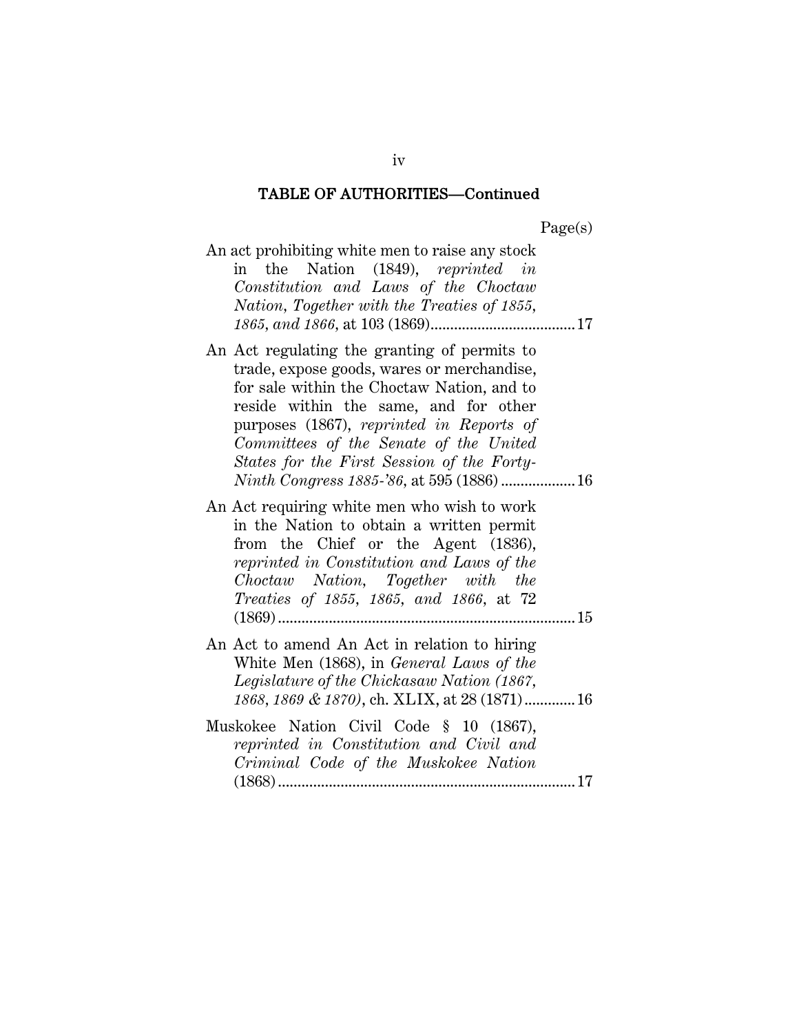## TABLE OF AUTHORITIES—Continued

Page(s)

An act prohibiting white men to raise any stock in the Nation (1849), *reprinted in Constitution and Laws of the Choctaw Nation, Together with the Treaties of 1855, 1865, and 1866*, at 103 (1869)....................................17

An Act regulating the granting of permits to trade, expose goods, wares or merchandise, for sale within the Choctaw Nation, and to reside within the same, and for other purposes (1867), *reprinted in Reports of Committees of the Senate of the United States for the First Session of the Forty-Ninth Congress 1885-'86*, at 595 (1886) ..................16

An Act requiring white men who wish to work in the Nation to obtain a written permit from the Chief or the Agent (1836), *reprinted in Constitution and Laws of the Choctaw Nation, Together with the Treaties of 1855, 1865, and 1866*, at 72 (1869)..........................................................................15

An Act to amend An Act in relation to hiring White Men (1868), in *General Laws of the Legislature of the Chickasaw Nation (1867, 1868, 1869 & 1870)*, ch. XLIX, at 28 (1871).............16

Muskokee Nation Civil Code § 10 (1867), *reprinted in Constitution and Civil and Criminal Code of the Muskokee Nation* (1868)..........................................................................17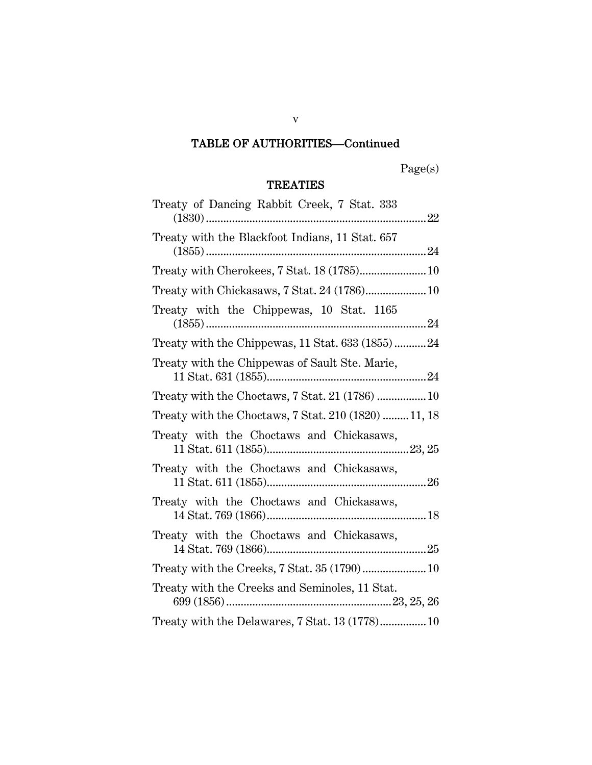## TABLE OF AUTHORITIES—Continued

Page(s)

### TREATIES

Treaty of Dancing Rabbit Creek, 7 Stat. 333 (1830) ........................................................................ 22

Treaty with the Blackfoot Indians, 11 Stat. 657 (1855) ........................................................................ 24

Treaty with Cherokees, 7 Stat. 18 (1785) ........................ 10

Treaty with Chickasaws, 7 Stat. 24 (1786) ..................... 10

Treaty with the Chippewas, 10 Stat. 1165 (1855) ........................................................................ 24

Treaty with the Chippewas, 11 Stat. 633 (1855) ........... 24

Treaty with the Chippewas of Sault Ste. Marie, 11 Stat. 631 (1855) ........................................................ 24

Treaty with the Choctaws, 7 Stat. 21 (1786) ................. 10

Treaty with the Choctaws, 7 Stat. 210 (1820) ......... 11, 18

Treaty with the Choctaws and Chickasaws, 11 Stat. 611 (1855) ................................................. 23, 25

Treaty with the Choctaws and Chickasaws, 11 Stat. 611 (1855) ........................................................ 26

Treaty with the Choctaws and Chickasaws, 14 Stat. 769 (1866) ........................................................ 18

Treaty with the Choctaws and Chickasaws, 14 Stat. 769 (1866) ........................................................ 25

Treaty with the Creeks, 7 Stat. 35 (1790) ...................... 10

Treaty with the Creeks and Seminoles, 11 Stat. 699 (1856) ......................................................... 23, 25, 26

Treaty with the Delawares, 7 Stat. 13 (1778) ................ 10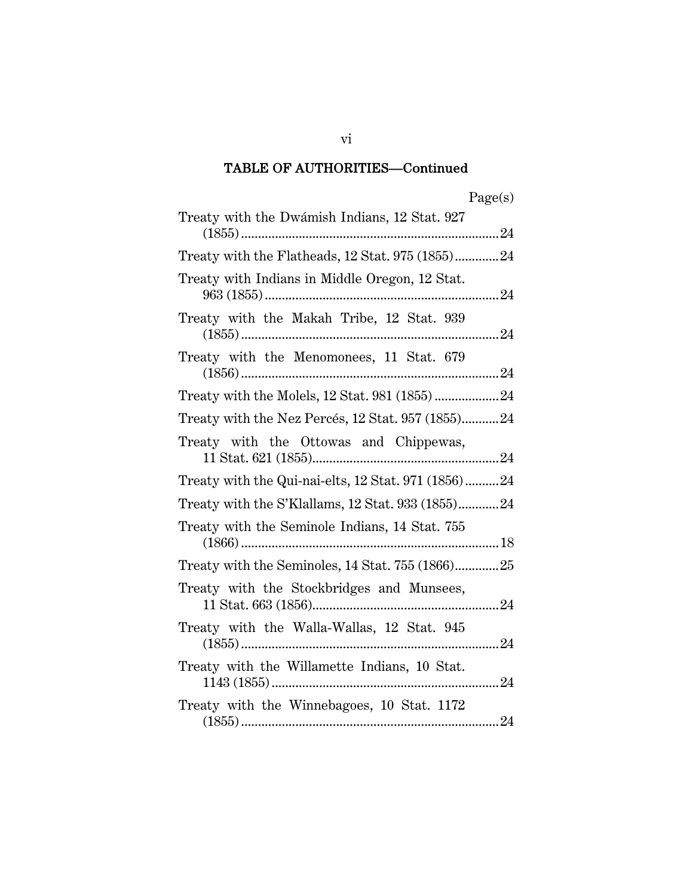## TABLE OF AUTHORITIES—Continued

| | Page(s) |
|---|---|
| Treaty with the Dwámish Indians, 12 Stat. 927 (1855) | 24 |
| Treaty with the Flatheads, 12 Stat. 975 (1855) | 24 |
| Treaty with Indians in Middle Oregon, 12 Stat. 963 (1855) | 24 |
| Treaty with the Makah Tribe, 12 Stat. 939 (1855) | 24 |
| Treaty with the Menomonees, 11 Stat. 679 (1856) | 24 |
| Treaty with the Molels, 12 Stat. 981 (1855) | 24 |
| Treaty with the Nez Percés, 12 Stat. 957 (1855) | 24 |
| Treaty with the Ottowas and Chippewas, 11 Stat. 621 (1855) | 24 |
| Treaty with the Qui-nai-elts, 12 Stat. 971 (1856) | 24 |
| Treaty with the S'Klallams, 12 Stat. 933 (1855) | 24 |
| Treaty with the Seminole Indians, 14 Stat. 755 (1866) | 18 |
| Treaty with the Seminoles, 14 Stat. 755 (1866) | 25 |
| Treaty with the Stockbridges and Munsees, 11 Stat. 663 (1856) | 24 |
| Treaty with the Walla-Wallas, 12 Stat. 945 (1855) | 24 |
| Treaty with the Willamette Indians, 10 Stat. 1143 (1855) | 24 |
| Treaty with the Winnebagoes, 10 Stat. 1172 (1855) | 24 |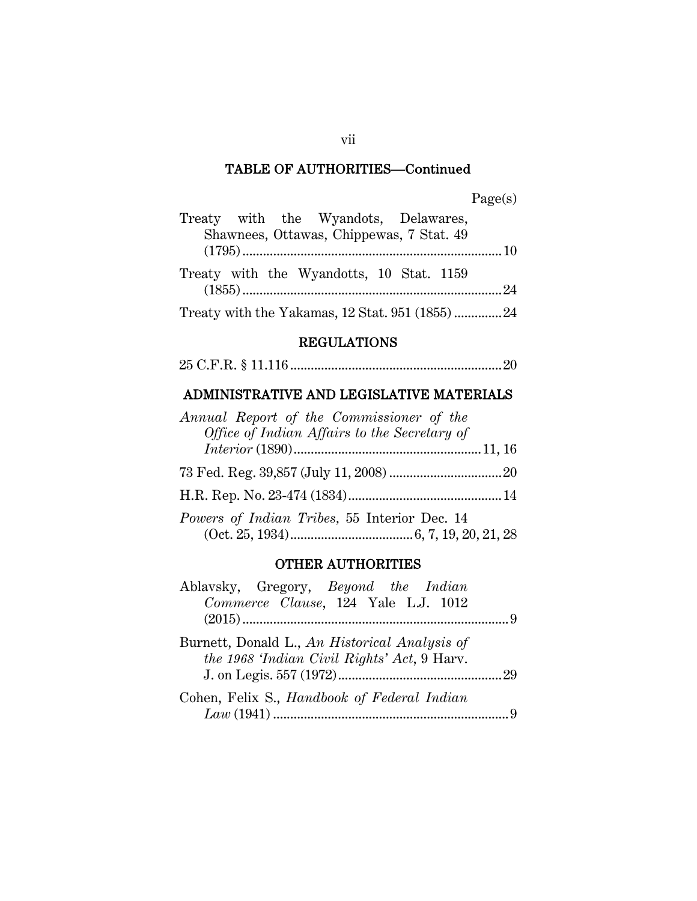## TABLE OF AUTHORITIES—Continued

Page(s)

Treaty with the Wyandots, Delawares, Shawnees, Ottawas, Chippewas, 7 Stat. 49 (1795) ........................................ 10

Treaty with the Wyandotts, 10 Stat. 1159 (1855) ........................................ 24

Treaty with the Yakamas, 12 Stat. 951 (1855) .............. 24

## REGULATIONS

25 C.F.R. § 11.116 ........................................ 20

## ADMINISTRATIVE AND LEGISLATIVE MATERIALS

*Annual Report of the Commissioner of the Office of Indian Affairs to the Secretary of Interior* (1890) ........................................ 11, 16

73 Fed. Reg. 39,857 (July 11, 2008) ........................................ 20

H.R. Rep. No. 23-474 (1834) ........................................ 14

*Powers of Indian Tribes*, 55 Interior Dec. 14 (Oct. 25, 1934) ........................................ 6, 7, 19, 20, 21, 28

## OTHER AUTHORITIES

Ablavsky, Gregory, *Beyond the Indian Commerce Clause*, 124 Yale L.J. 1012 (2015) ........................................ 9

Burnett, Donald L., *An Historical Analysis of the 1968 'Indian Civil Rights' Act*, 9 Harv. J. on Legis. 557 (1972) ........................................ 29

Cohen, Felix S., *Handbook of Federal Indian Law* (1941) ........................................ 9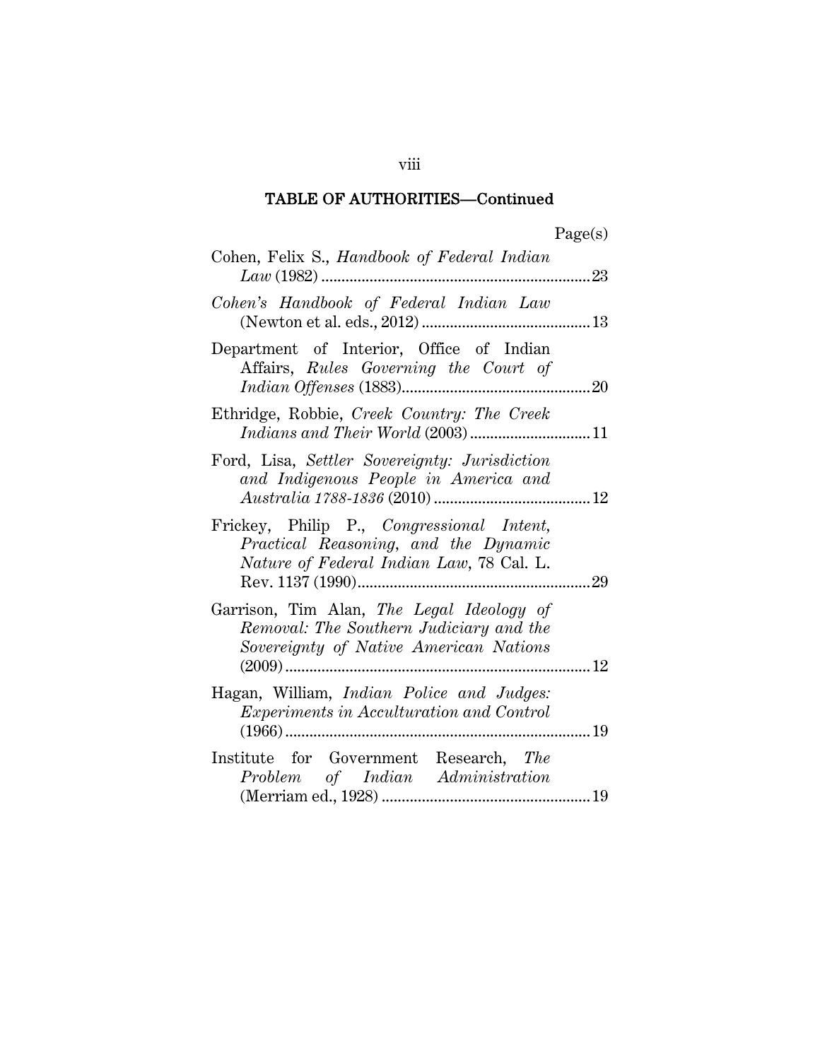## TABLE OF AUTHORITIES—Continued

Page(s)

Cohen, Felix S., *Handbook of Federal Indian Law* (1982) .......... 23

*Cohen's Handbook of Federal Indian Law* (Newton et al. eds., 2012) .......... 13

Department of Interior, Office of Indian Affairs, *Rules Governing the Court of Indian Offenses* (1883) .......... 20

Ethridge, Robbie, *Creek Country: The Creek Indians and Their World* (2003) .......... 11

Ford, Lisa, *Settler Sovereignty: Jurisdiction and Indigenous People in America and Australia 1788-1836* (2010) .......... 12

Frickey, Philip P., *Congressional Intent, Practical Reasoning, and the Dynamic Nature of Federal Indian Law*, 78 Cal. L. Rev. 1137 (1990) .......... 29

Garrison, Tim Alan, *The Legal Ideology of Removal: The Southern Judiciary and the Sovereignty of Native American Nations* (2009) .......... 12

Hagan, William, *Indian Police and Judges: Experiments in Acculturation and Control* (1966) .......... 19

Institute for Government Research, *The Problem of Indian Administration* (Merriam ed., 1928) .......... 19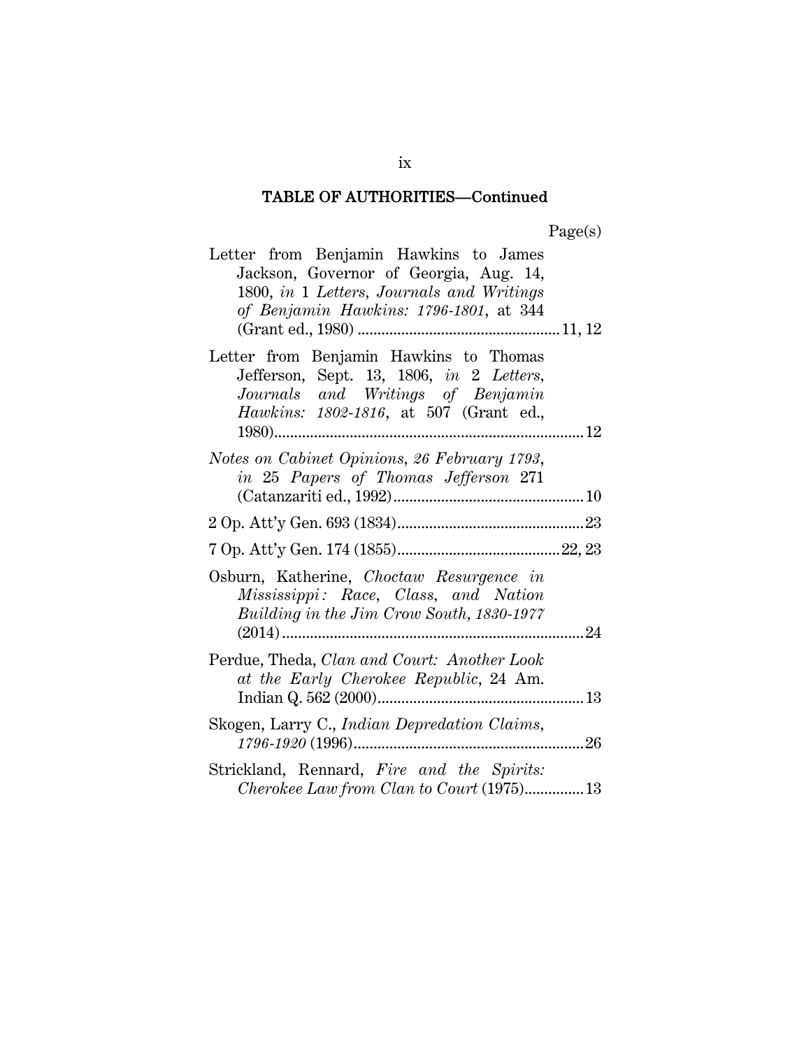## TABLE OF AUTHORITIES—Continued

Page(s)

Letter from Benjamin Hawkins to James Jackson, Governor of Georgia, Aug. 14, 1800, *in* 1 *Letters, Journals and Writings of Benjamin Hawkins: 1796-1801*, at 344 (Grant ed., 1980) .......... 11, 12

Letter from Benjamin Hawkins to Thomas Jefferson, Sept. 13, 1806, *in* 2 *Letters, Journals and Writings of Benjamin Hawkins: 1802-1816*, at 507 (Grant ed., 1980) .......... 12

*Notes on Cabinet Opinions, 26 February 1793*, *in* 25 *Papers of Thomas Jefferson* 271 (Catanzariti ed., 1992) .......... 10

2 Op. Att'y Gen. 693 (1834) .......... 23

7 Op. Att'y Gen. 174 (1855) .......... 22, 23

Osburn, Katherine, *Choctaw Resurgence in Mississippi: Race, Class, and Nation Building in the Jim Crow South, 1830-1977* (2014) .......... 24

Perdue, Theda, *Clan and Court: Another Look at the Early Cherokee Republic*, 24 Am. Indian Q. 562 (2000) .......... 13

Skogen, Larry C., *Indian Depredation Claims, 1796-1920* (1996) .......... 26

Strickland, Rennard, *Fire and the Spirits: Cherokee Law from Clan to Court* (1975) .......... 13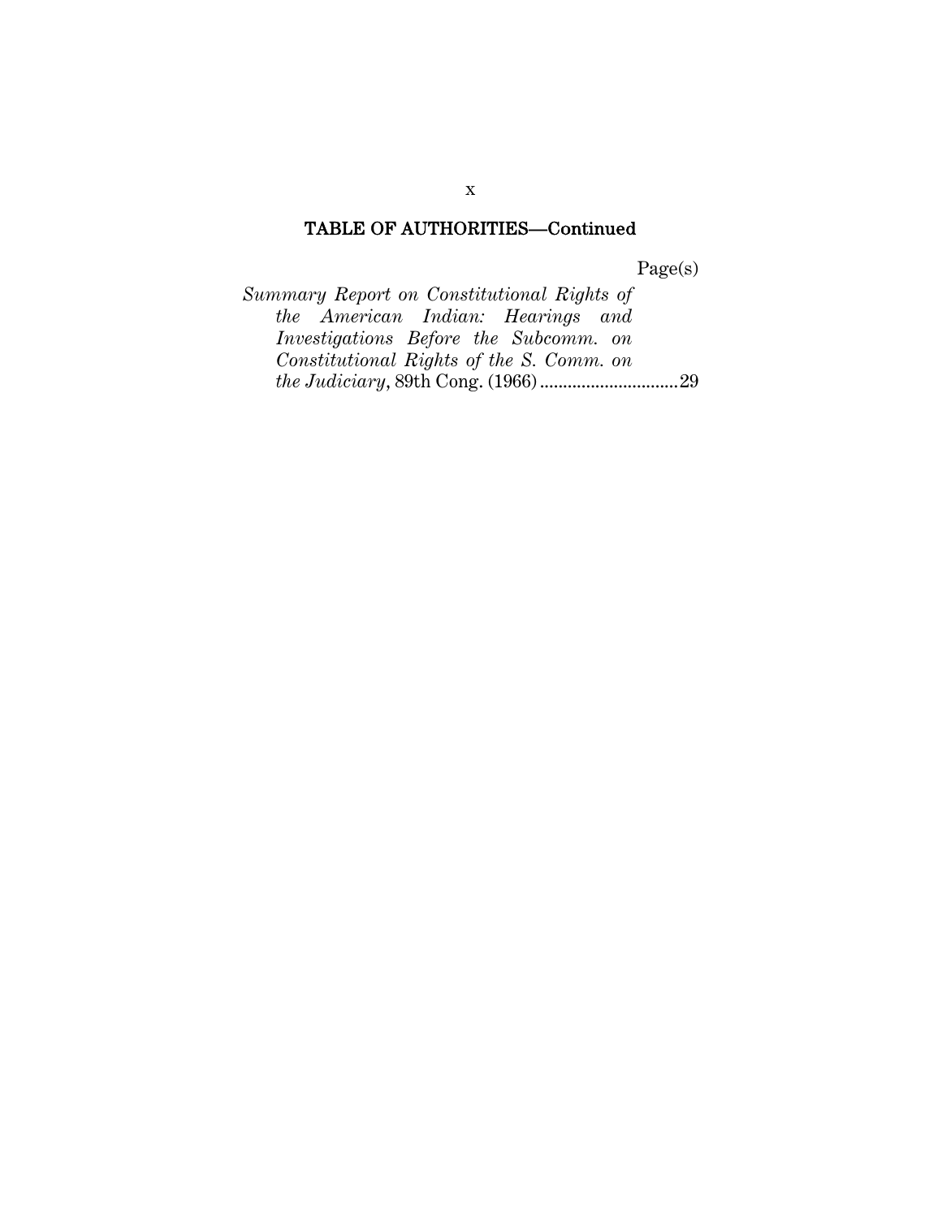## TABLE OF AUTHORITIES—Continued

Page(s)

*Summary Report on Constitutional Rights of the American Indian: Hearings and Investigations Before the Subcomm. on Constitutional Rights of the S. Comm. on the Judiciary*, 89th Cong. (1966) .............................. 29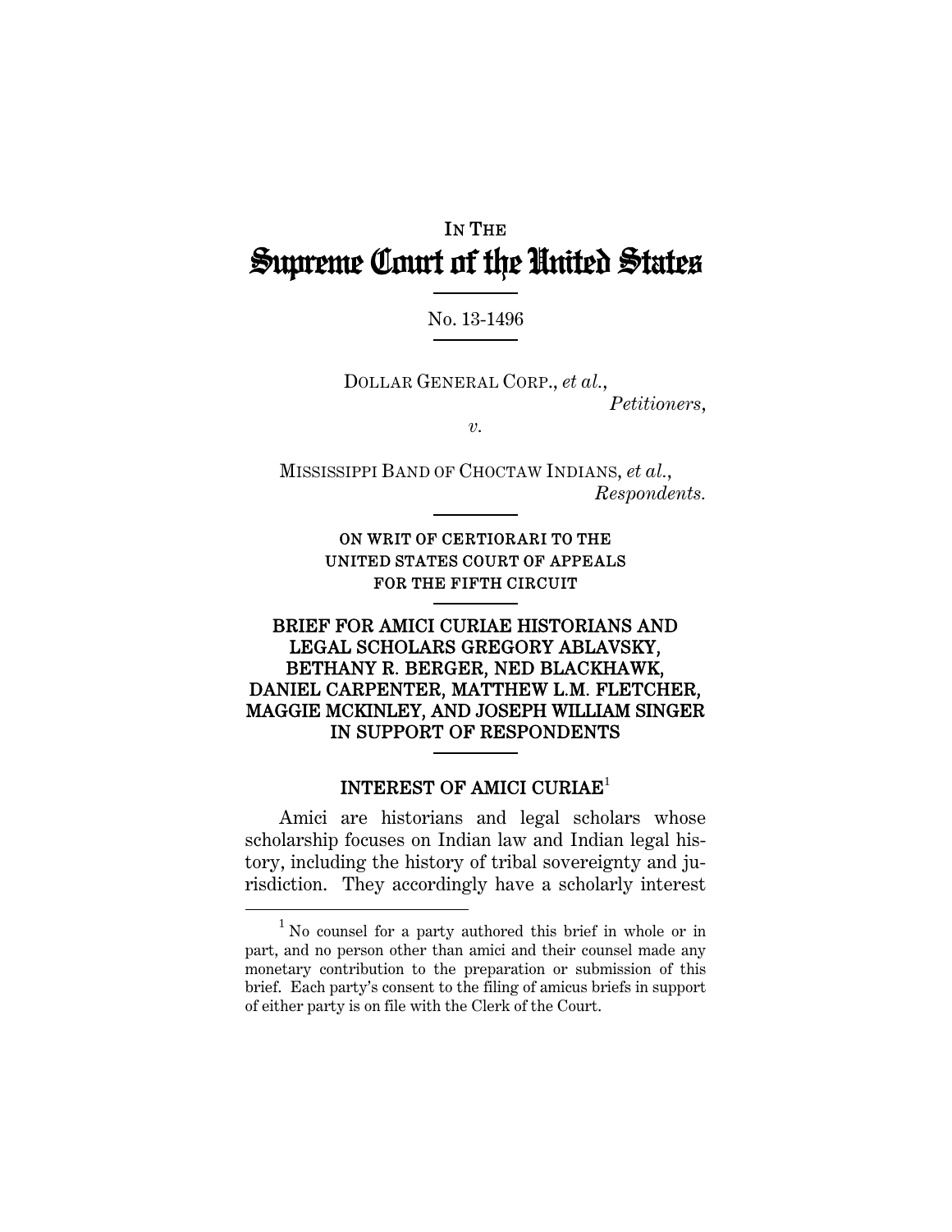IN THE

# Supreme Court of the United States

No. 13-1496

DOLLAR GENERAL CORP., *et al.*,
*Petitioners*,

*v.*

MISSISSIPPI BAND OF CHOCTAW INDIANS, *et al.*,
*Respondents.*

**ON WRIT OF CERTIORARI TO THE UNITED STATES COURT OF APPEALS FOR THE FIFTH CIRCUIT**

**BRIEF FOR AMICI CURIAE HISTORIANS AND LEGAL SCHOLARS GREGORY ABLAVSKY, BETHANY R. BERGER, NED BLACKHAWK, DANIEL CARPENTER, MATTHEW L.M. FLETCHER, MAGGIE MCKINLEY, AND JOSEPH WILLIAM SINGER IN SUPPORT OF RESPONDENTS**

## INTEREST OF AMICI CURIAE[1]

Amici are historians and legal scholars whose scholarship focuses on Indian law and Indian legal history, including the history of tribal sovereignty and jurisdiction. They accordingly have a scholarly interest

[1] No counsel for a party authored this brief in whole or in part, and no person other than amici and their counsel made any monetary contribution to the preparation or submission of this brief. Each party's consent to the filing of amicus briefs in support of either party is on file with the Clerk of the Court.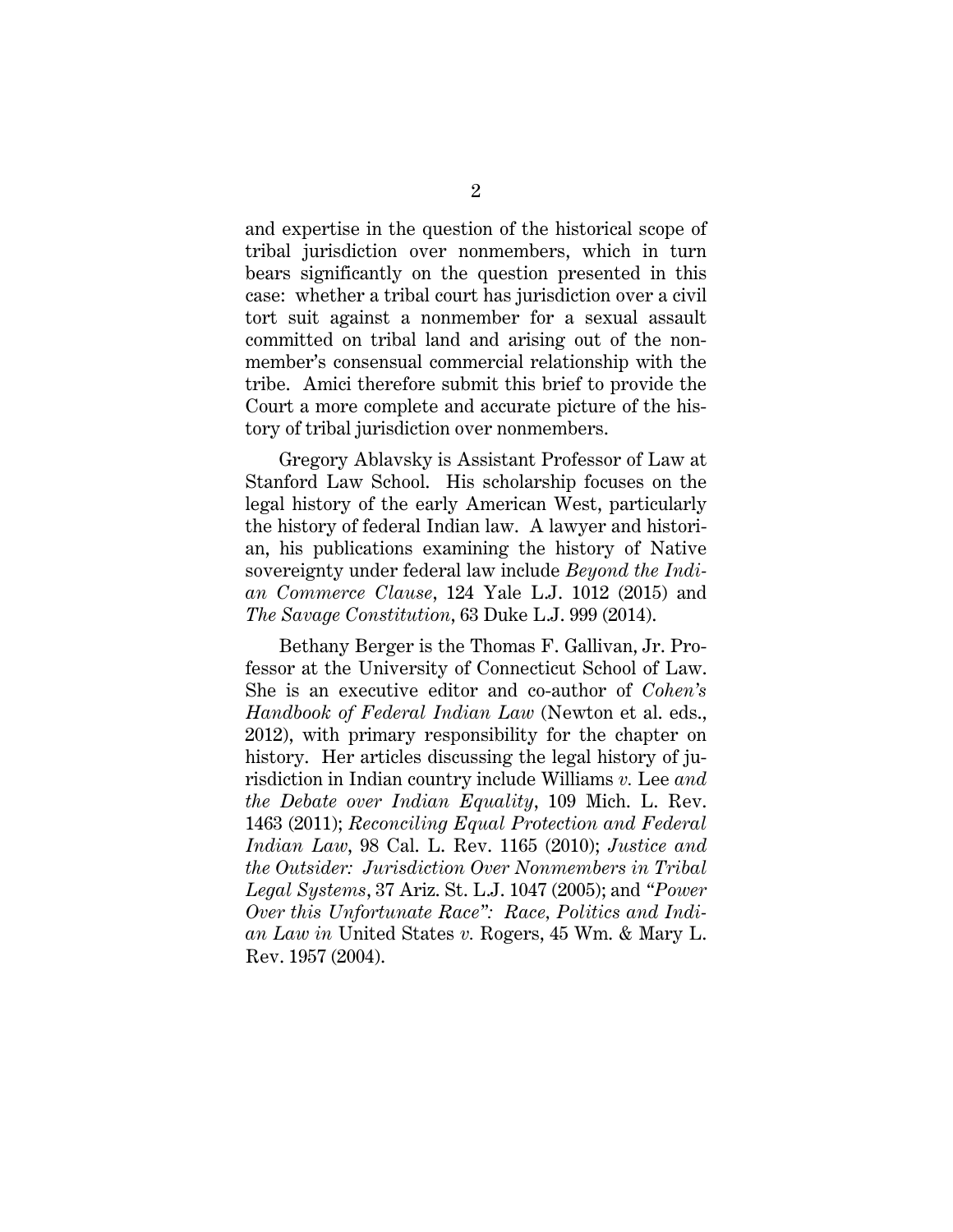and expertise in the question of the historical scope of tribal jurisdiction over nonmembers, which in turn bears significantly on the question presented in this case: whether a tribal court has jurisdiction over a civil tort suit against a nonmember for a sexual assault committed on tribal land and arising out of the nonmember's consensual commercial relationship with the tribe. Amici therefore submit this brief to provide the Court a more complete and accurate picture of the history of tribal jurisdiction over nonmembers.

Gregory Ablavsky is Assistant Professor of Law at Stanford Law School. His scholarship focuses on the legal history of the early American West, particularly the history of federal Indian law. A lawyer and historian, his publications examining the history of Native sovereignty under federal law include *Beyond the Indian Commerce Clause*, 124 Yale L.J. 1012 (2015) and *The Savage Constitution*, 63 Duke L.J. 999 (2014).

Bethany Berger is the Thomas F. Gallivan, Jr. Professor at the University of Connecticut School of Law. She is an executive editor and co-author of *Cohen's Handbook of Federal Indian Law* (Newton et al. eds., 2012), with primary responsibility for the chapter on history. Her articles discussing the legal history of jurisdiction in Indian country include Williams *v.* Lee *and the Debate over Indian Equality*, 109 Mich. L. Rev. 1463 (2011); *Reconciling Equal Protection and Federal Indian Law*, 98 Cal. L. Rev. 1165 (2010); *Justice and the Outsider: Jurisdiction Over Nonmembers in Tribal Legal Systems*, 37 Ariz. St. L.J. 1047 (2005); and *"Power Over this Unfortunate Race": Race, Politics and Indian Law in* United States *v.* Rogers, 45 Wm. & Mary L. Rev. 1957 (2004).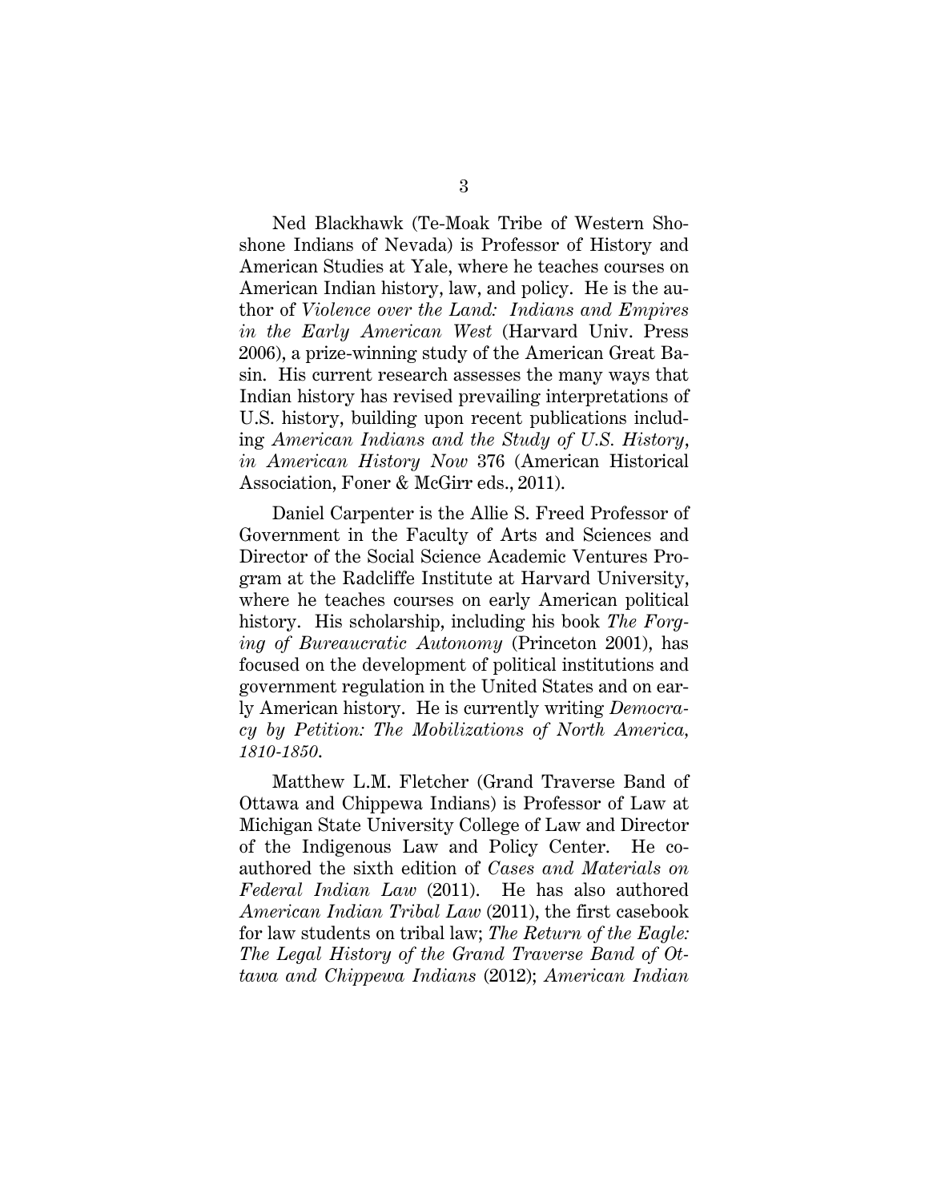Ned Blackhawk (Te-Moak Tribe of Western Shoshone Indians of Nevada) is Professor of History and American Studies at Yale, where he teaches courses on American Indian history, law, and policy. He is the author of *Violence over the Land: Indians and Empires in the Early American West* (Harvard Univ. Press 2006), a prize-winning study of the American Great Basin. His current research assesses the many ways that Indian history has revised prevailing interpretations of U.S. history, building upon recent publications including *American Indians and the Study of U.S. History*, *in American History Now* 376 (American Historical Association, Foner & McGirr eds., 2011).

Daniel Carpenter is the Allie S. Freed Professor of Government in the Faculty of Arts and Sciences and Director of the Social Science Academic Ventures Program at the Radcliffe Institute at Harvard University, where he teaches courses on early American political history. His scholarship, including his book *The Forging of Bureaucratic Autonomy* (Princeton 2001), has focused on the development of political institutions and government regulation in the United States and on early American history. He is currently writing *Democracy by Petition: The Mobilizations of North America, 1810-1850*.

Matthew L.M. Fletcher (Grand Traverse Band of Ottawa and Chippewa Indians) is Professor of Law at Michigan State University College of Law and Director of the Indigenous Law and Policy Center. He co-authored the sixth edition of *Cases and Materials on Federal Indian Law* (2011). He has also authored *American Indian Tribal Law* (2011), the first casebook for law students on tribal law; *The Return of the Eagle: The Legal History of the Grand Traverse Band of Ottawa and Chippewa Indians* (2012); *American Indian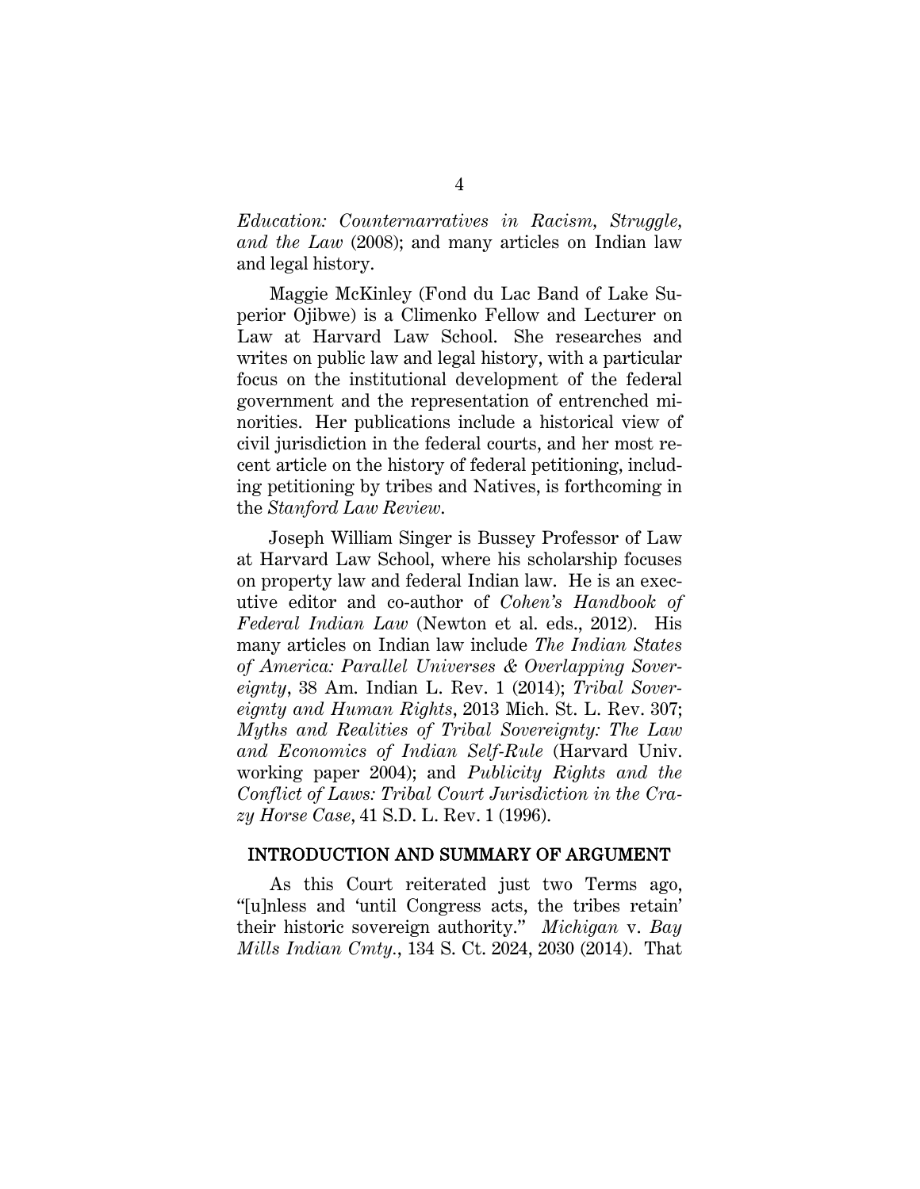*Education: Counternarratives in Racism, Struggle, and the Law* (2008); and many articles on Indian law and legal history.

Maggie McKinley (Fond du Lac Band of Lake Superior Ojibwe) is a Climenko Fellow and Lecturer on Law at Harvard Law School. She researches and writes on public law and legal history, with a particular focus on the institutional development of the federal government and the representation of entrenched minorities. Her publications include a historical view of civil jurisdiction in the federal courts, and her most recent article on the history of federal petitioning, including petitioning by tribes and Natives, is forthcoming in the *Stanford Law Review*.

Joseph William Singer is Bussey Professor of Law at Harvard Law School, where his scholarship focuses on property law and federal Indian law. He is an executive editor and co-author of *Cohen's Handbook of Federal Indian Law* (Newton et al. eds., 2012). His many articles on Indian law include *The Indian States of America: Parallel Universes & Overlapping Sovereignty*, 38 Am. Indian L. Rev. 1 (2014); *Tribal Sovereignty and Human Rights*, 2013 Mich. St. L. Rev. 307; *Myths and Realities of Tribal Sovereignty: The Law and Economics of Indian Self-Rule* (Harvard Univ. working paper 2004); and *Publicity Rights and the Conflict of Laws: Tribal Court Jurisdiction in the Crazy Horse Case*, 41 S.D. L. Rev. 1 (1996).

## INTRODUCTION AND SUMMARY OF ARGUMENT

As this Court reiterated just two Terms ago, "[u]nless and 'until Congress acts, the tribes retain' their historic sovereign authority." *Michigan* v. *Bay Mills Indian Cmty.*, 134 S. Ct. 2024, 2030 (2014). That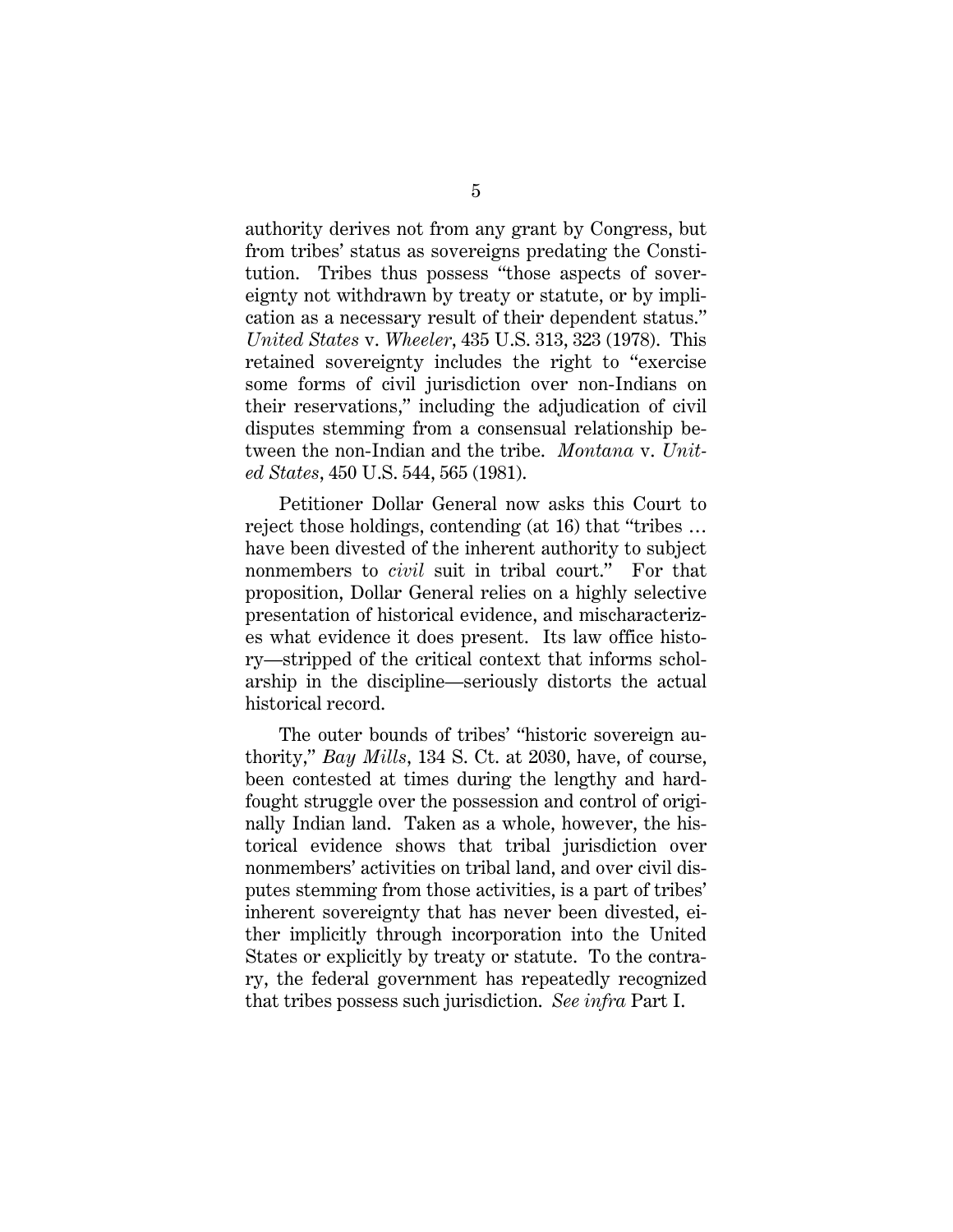authority derives not from any grant by Congress, but from tribes' status as sovereigns predating the Constitution. Tribes thus possess "those aspects of sovereignty not withdrawn by treaty or statute, or by implication as a necessary result of their dependent status." *United States* v. *Wheeler*, 435 U.S. 313, 323 (1978). This retained sovereignty includes the right to "exercise some forms of civil jurisdiction over non-Indians on their reservations," including the adjudication of civil disputes stemming from a consensual relationship between the non-Indian and the tribe. *Montana* v. *United States*, 450 U.S. 544, 565 (1981).

Petitioner Dollar General now asks this Court to reject those holdings, contending (at 16) that "tribes … have been divested of the inherent authority to subject nonmembers to *civil* suit in tribal court." For that proposition, Dollar General relies on a highly selective presentation of historical evidence, and mischaracterizes what evidence it does present. Its law office history—stripped of the critical context that informs scholarship in the discipline—seriously distorts the actual historical record.

The outer bounds of tribes' "historic sovereign authority," *Bay Mills*, 134 S. Ct. at 2030, have, of course, been contested at times during the lengthy and hard-fought struggle over the possession and control of originally Indian land. Taken as a whole, however, the historical evidence shows that tribal jurisdiction over nonmembers' activities on tribal land, and over civil disputes stemming from those activities, is a part of tribes' inherent sovereignty that has never been divested, either implicitly through incorporation into the United States or explicitly by treaty or statute. To the contrary, the federal government has repeatedly recognized that tribes possess such jurisdiction. *See infra* Part I.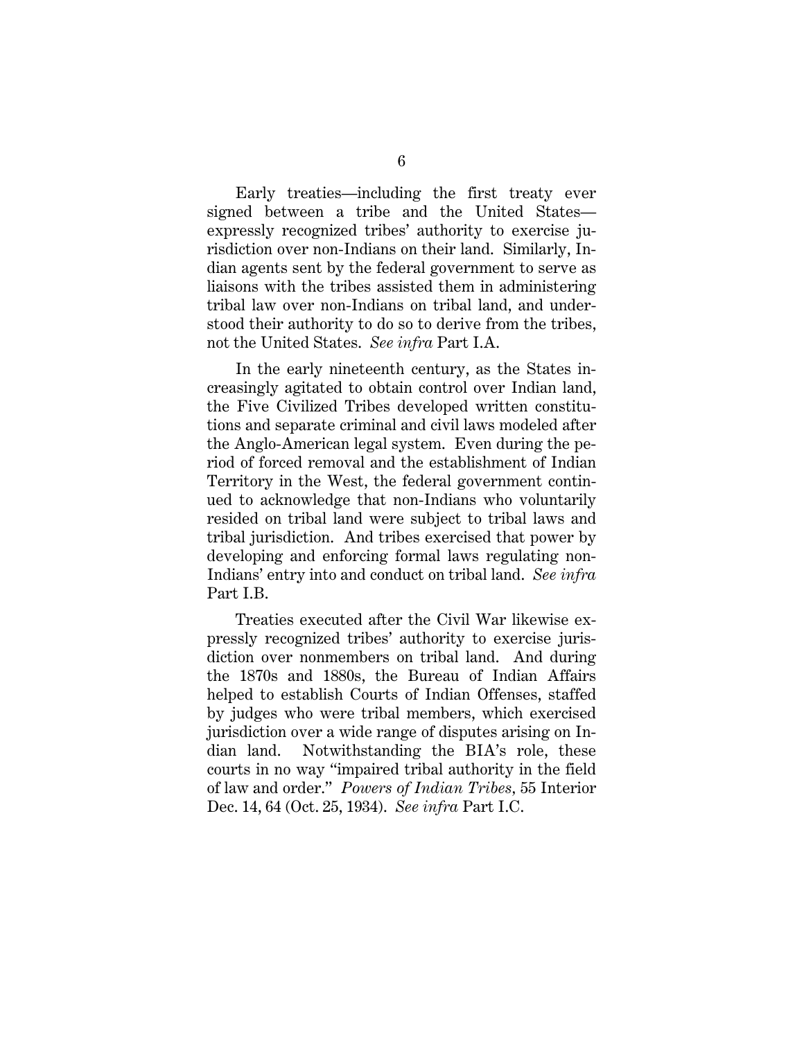Early treaties—including the first treaty ever signed between a tribe and the United States—expressly recognized tribes' authority to exercise jurisdiction over non-Indians on their land. Similarly, Indian agents sent by the federal government to serve as liaisons with the tribes assisted them in administering tribal law over non-Indians on tribal land, and understood their authority to do so to derive from the tribes, not the United States. *See infra* Part I.A.

In the early nineteenth century, as the States increasingly agitated to obtain control over Indian land, the Five Civilized Tribes developed written constitutions and separate criminal and civil laws modeled after the Anglo-American legal system. Even during the period of forced removal and the establishment of Indian Territory in the West, the federal government continued to acknowledge that non-Indians who voluntarily resided on tribal land were subject to tribal laws and tribal jurisdiction. And tribes exercised that power by developing and enforcing formal laws regulating non-Indians' entry into and conduct on tribal land. *See infra* Part I.B.

Treaties executed after the Civil War likewise expressly recognized tribes' authority to exercise jurisdiction over nonmembers on tribal land. And during the 1870s and 1880s, the Bureau of Indian Affairs helped to establish Courts of Indian Offenses, staffed by judges who were tribal members, which exercised jurisdiction over a wide range of disputes arising on Indian land. Notwithstanding the BIA's role, these courts in no way "impaired tribal authority in the field of law and order." *Powers of Indian Tribes*, 55 Interior Dec. 14, 64 (Oct. 25, 1934). *See infra* Part I.C.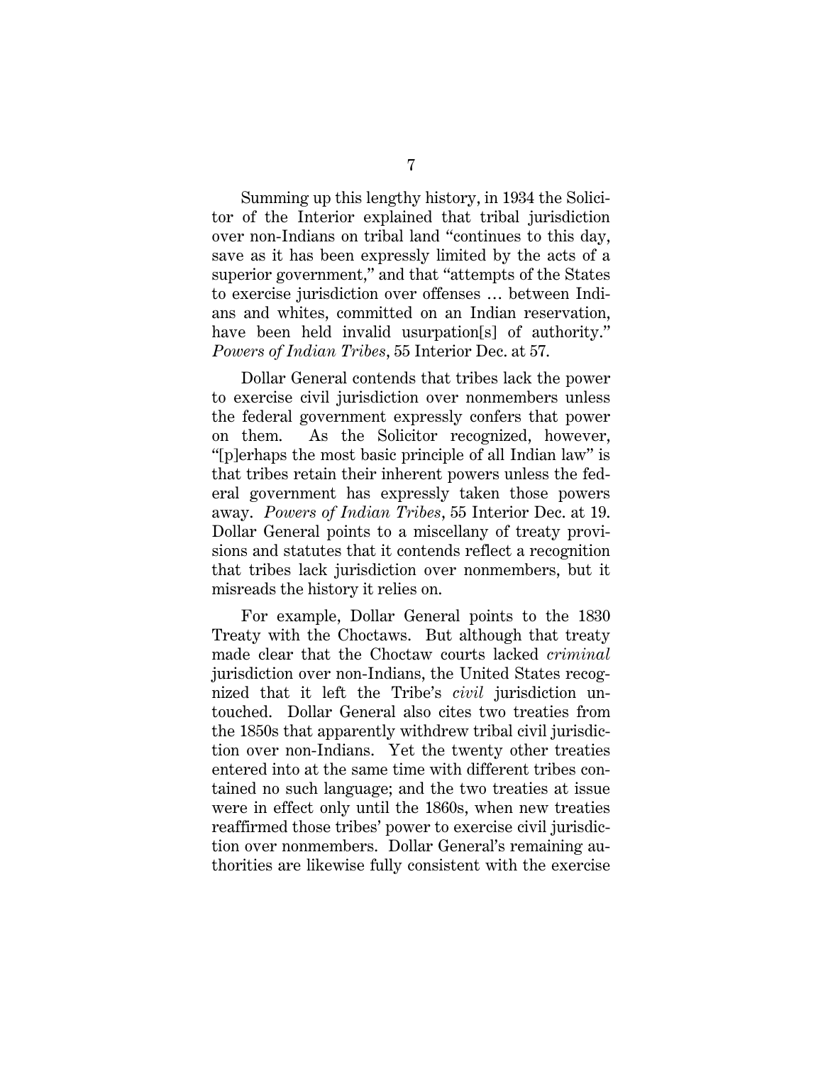Summing up this lengthy history, in 1934 the Solicitor of the Interior explained that tribal jurisdiction over non-Indians on tribal land "continues to this day, save as it has been expressly limited by the acts of a superior government," and that "attempts of the States to exercise jurisdiction over offenses … between Indians and whites, committed on an Indian reservation, have been held invalid usurpation[s] of authority." *Powers of Indian Tribes*, 55 Interior Dec. at 57.

Dollar General contends that tribes lack the power to exercise civil jurisdiction over nonmembers unless the federal government expressly confers that power on them. As the Solicitor recognized, however, "[p]erhaps the most basic principle of all Indian law" is that tribes retain their inherent powers unless the federal government has expressly taken those powers away. *Powers of Indian Tribes*, 55 Interior Dec. at 19. Dollar General points to a miscellany of treaty provisions and statutes that it contends reflect a recognition that tribes lack jurisdiction over nonmembers, but it misreads the history it relies on.

For example, Dollar General points to the 1830 Treaty with the Choctaws. But although that treaty made clear that the Choctaw courts lacked *criminal* jurisdiction over non-Indians, the United States recognized that it left the Tribe's *civil* jurisdiction untouched. Dollar General also cites two treaties from the 1850s that apparently withdrew tribal civil jurisdiction over non-Indians. Yet the twenty other treaties entered into at the same time with different tribes contained no such language; and the two treaties at issue were in effect only until the 1860s, when new treaties reaffirmed those tribes' power to exercise civil jurisdiction over nonmembers. Dollar General's remaining authorities are likewise fully consistent with the exercise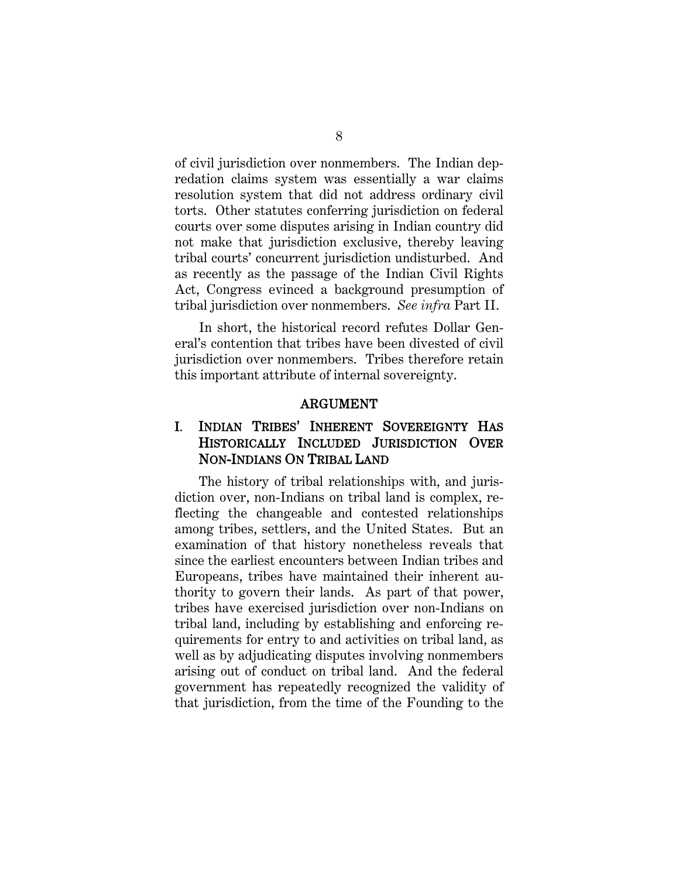of civil jurisdiction over nonmembers. The Indian depredation claims system was essentially a war claims resolution system that did not address ordinary civil torts. Other statutes conferring jurisdiction on federal courts over some disputes arising in Indian country did not make that jurisdiction exclusive, thereby leaving tribal courts' concurrent jurisdiction undisturbed. And as recently as the passage of the Indian Civil Rights Act, Congress evinced a background presumption of tribal jurisdiction over nonmembers. *See infra* Part II.

In short, the historical record refutes Dollar General's contention that tribes have been divested of civil jurisdiction over nonmembers. Tribes therefore retain this important attribute of internal sovereignty.

## ARGUMENT

### I. INDIAN TRIBES' INHERENT SOVEREIGNTY HAS HISTORICALLY INCLUDED JURISDICTION OVER NON-INDIANS ON TRIBAL LAND

The history of tribal relationships with, and jurisdiction over, non-Indians on tribal land is complex, reflecting the changeable and contested relationships among tribes, settlers, and the United States. But an examination of that history nonetheless reveals that since the earliest encounters between Indian tribes and Europeans, tribes have maintained their inherent authority to govern their lands. As part of that power, tribes have exercised jurisdiction over non-Indians on tribal land, including by establishing and enforcing requirements for entry to and activities on tribal land, as well as by adjudicating disputes involving nonmembers arising out of conduct on tribal land. And the federal government has repeatedly recognized the validity of that jurisdiction, from the time of the Founding to the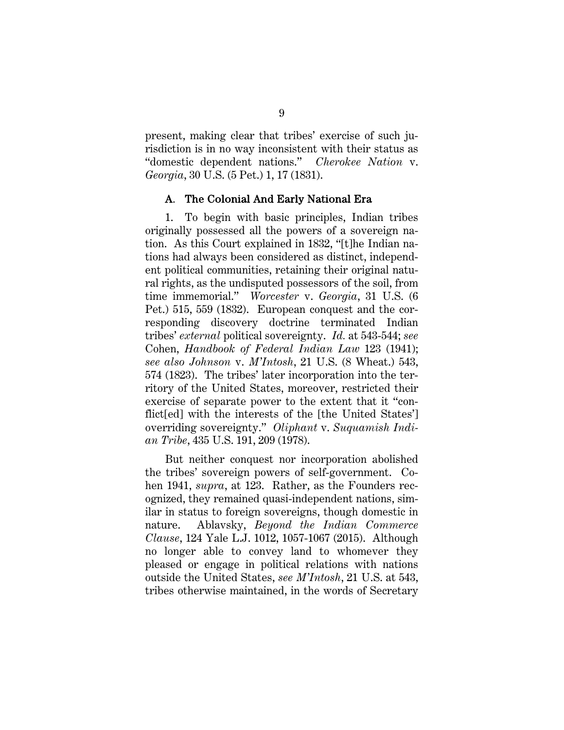present, making clear that tribes' exercise of such jurisdiction is in no way inconsistent with their status as "domestic dependent nations." *Cherokee Nation* v. *Georgia*, 30 U.S. (5 Pet.) 1, 17 (1831).

### A. The Colonial And Early National Era

1. To begin with basic principles, Indian tribes originally possessed all the powers of a sovereign nation. As this Court explained in 1832, "[t]he Indian nations had always been considered as distinct, independent political communities, retaining their original natural rights, as the undisputed possessors of the soil, from time immemorial." *Worcester* v. *Georgia*, 31 U.S. (6 Pet.) 515, 559 (1832). European conquest and the corresponding discovery doctrine terminated Indian tribes' *external* political sovereignty. *Id.* at 543-544; *see* Cohen, *Handbook of Federal Indian Law* 123 (1941); *see also Johnson* v. *M'Intosh*, 21 U.S. (8 Wheat.) 543, 574 (1823). The tribes' later incorporation into the territory of the United States, moreover, restricted their exercise of separate power to the extent that it "conflict[ed] with the interests of the [the United States'] overriding sovereignty." *Oliphant* v. *Suquamish Indian Tribe*, 435 U.S. 191, 209 (1978).

But neither conquest nor incorporation abolished the tribes' sovereign powers of self-government. Cohen 1941, *supra*, at 123. Rather, as the Founders recognized, they remained quasi-independent nations, similar in status to foreign sovereigns, though domestic in nature. Ablavsky, *Beyond the Indian Commerce Clause*, 124 Yale L.J. 1012, 1057-1067 (2015). Although no longer able to convey land to whomever they pleased or engage in political relations with nations outside the United States, *see M'Intosh*, 21 U.S. at 543, tribes otherwise maintained, in the words of Secretary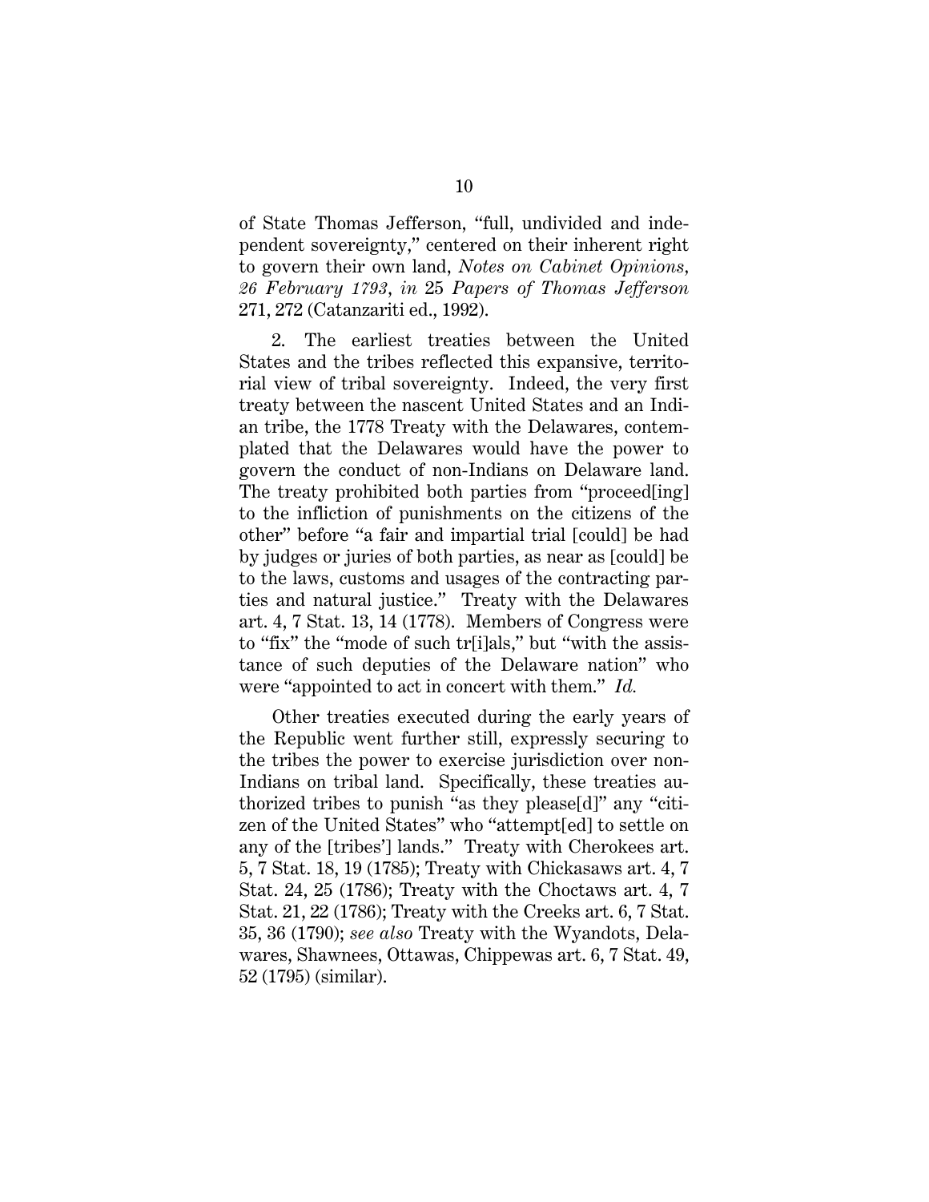of State Thomas Jefferson, "full, undivided and independent sovereignty," centered on their inherent right to govern their own land, *Notes on Cabinet Opinions, 26 February 1793*, *in* 25 *Papers of Thomas Jefferson* 271, 272 (Catanzariti ed., 1992).

2. The earliest treaties between the United States and the tribes reflected this expansive, territorial view of tribal sovereignty. Indeed, the very first treaty between the nascent United States and an Indian tribe, the 1778 Treaty with the Delawares, contemplated that the Delawares would have the power to govern the conduct of non-Indians on Delaware land. The treaty prohibited both parties from "proceed[ing] to the infliction of punishments on the citizens of the other" before "a fair and impartial trial [could] be had by judges or juries of both parties, as near as [could] be to the laws, customs and usages of the contracting parties and natural justice." Treaty with the Delawares art. 4, 7 Stat. 13, 14 (1778). Members of Congress were to "fix" the "mode of such tr[i]als," but "with the assistance of such deputies of the Delaware nation" who were "appointed to act in concert with them." *Id.*

Other treaties executed during the early years of the Republic went further still, expressly securing to the tribes the power to exercise jurisdiction over non-Indians on tribal land. Specifically, these treaties authorized tribes to punish "as they please[d]" any "citizen of the United States" who "attempt[ed] to settle on any of the [tribes'] lands." Treaty with Cherokees art. 5, 7 Stat. 18, 19 (1785); Treaty with Chickasaws art. 4, 7 Stat. 24, 25 (1786); Treaty with the Choctaws art. 4, 7 Stat. 21, 22 (1786); Treaty with the Creeks art. 6, 7 Stat. 35, 36 (1790); *see also* Treaty with the Wyandots, Delawares, Shawnees, Ottawas, Chippewas art. 6, 7 Stat. 49, 52 (1795) (similar).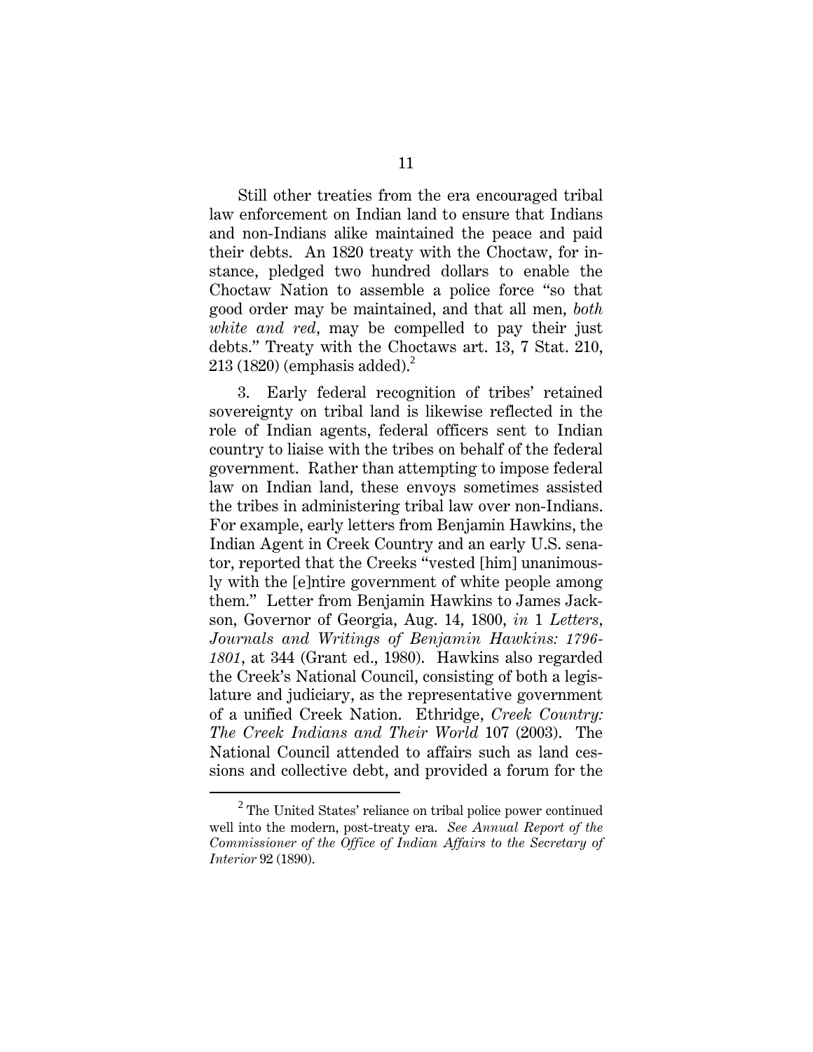Still other treaties from the era encouraged tribal law enforcement on Indian land to ensure that Indians and non-Indians alike maintained the peace and paid their debts. An 1820 treaty with the Choctaw, for instance, pledged two hundred dollars to enable the Choctaw Nation to assemble a police force "so that good order may be maintained, and that all men, *both white and red*, may be compelled to pay their just debts." Treaty with the Choctaws art. 13, 7 Stat. 210, 213 (1820) (emphasis added).[2]

3. Early federal recognition of tribes' retained sovereignty on tribal land is likewise reflected in the role of Indian agents, federal officers sent to Indian country to liaise with the tribes on behalf of the federal government. Rather than attempting to impose federal law on Indian land, these envoys sometimes assisted the tribes in administering tribal law over non-Indians. For example, early letters from Benjamin Hawkins, the Indian Agent in Creek Country and an early U.S. senator, reported that the Creeks "vested [him] unanimously with the [e]ntire government of white people among them." Letter from Benjamin Hawkins to James Jackson, Governor of Georgia, Aug. 14, 1800, *in* 1 *Letters, Journals and Writings of Benjamin Hawkins: 1796-1801*, at 344 (Grant ed., 1980). Hawkins also regarded the Creek's National Council, consisting of both a legislature and judiciary, as the representative government of a unified Creek Nation. Ethridge, *Creek Country: The Creek Indians and Their World* 107 (2003). The National Council attended to affairs such as land cessions and collective debt, and provided a forum for the

[2] The United States' reliance on tribal police power continued well into the modern, post-treaty era. *See Annual Report of the Commissioner of the Office of Indian Affairs to the Secretary of Interior* 92 (1890).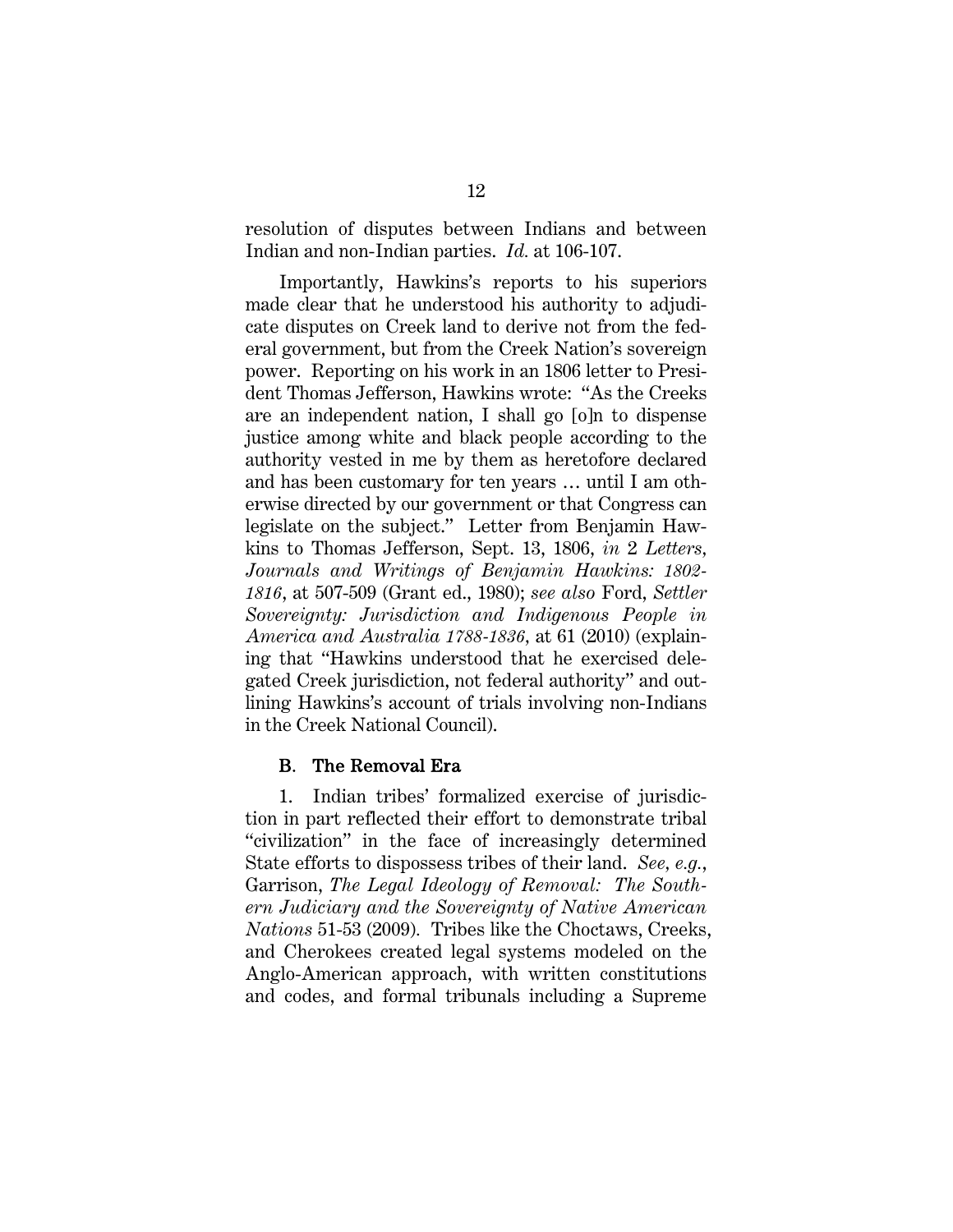resolution of disputes between Indians and between Indian and non-Indian parties. *Id.* at 106-107.

Importantly, Hawkins's reports to his superiors made clear that he understood his authority to adjudicate disputes on Creek land to derive not from the federal government, but from the Creek Nation's sovereign power. Reporting on his work in an 1806 letter to President Thomas Jefferson, Hawkins wrote: "As the Creeks are an independent nation, I shall go [o]n to dispense justice among white and black people according to the authority vested in me by them as heretofore declared and has been customary for ten years … until I am otherwise directed by our government or that Congress can legislate on the subject." Letter from Benjamin Hawkins to Thomas Jefferson, Sept. 13, 1806, *in* 2 *Letters, Journals and Writings of Benjamin Hawkins: 1802-1816*, at 507-509 (Grant ed., 1980); *see also* Ford, *Settler Sovereignty: Jurisdiction and Indigenous People in America and Australia 1788-1836*, at 61 (2010) (explaining that "Hawkins understood that he exercised delegated Creek jurisdiction, not federal authority" and outlining Hawkins's account of trials involving non-Indians in the Creek National Council).

### B. The Removal Era

1. Indian tribes' formalized exercise of jurisdiction in part reflected their effort to demonstrate tribal "civilization" in the face of increasingly determined State efforts to dispossess tribes of their land. *See, e.g.*, Garrison, *The Legal Ideology of Removal: The Southern Judiciary and the Sovereignty of Native American Nations* 51-53 (2009). Tribes like the Choctaws, Creeks, and Cherokees created legal systems modeled on the Anglo-American approach, with written constitutions and codes, and formal tribunals including a Supreme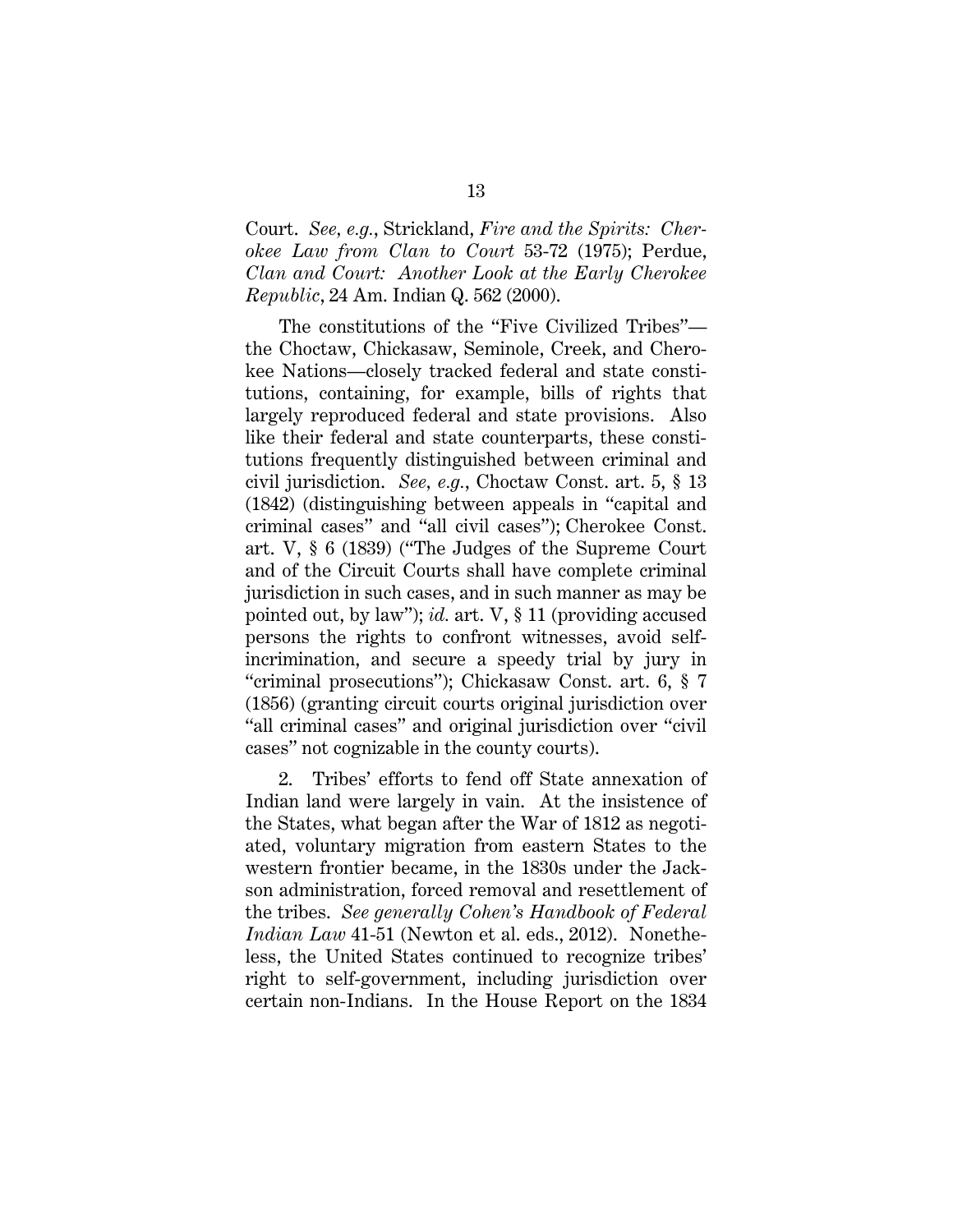Court. *See, e.g.*, Strickland, *Fire and the Spirits: Cherokee Law from Clan to Court* 53-72 (1975); Perdue, *Clan and Court: Another Look at the Early Cherokee Republic*, 24 Am. Indian Q. 562 (2000).

The constitutions of the "Five Civilized Tribes"—the Choctaw, Chickasaw, Seminole, Creek, and Cherokee Nations—closely tracked federal and state constitutions, containing, for example, bills of rights that largely reproduced federal and state provisions. Also like their federal and state counterparts, these constitutions frequently distinguished between criminal and civil jurisdiction. *See, e.g.*, Choctaw Const. art. 5, § 13 (1842) (distinguishing between appeals in "capital and criminal cases" and "all civil cases"); Cherokee Const. art. V, § 6 (1839) ("The Judges of the Supreme Court and of the Circuit Courts shall have complete criminal jurisdiction in such cases, and in such manner as may be pointed out, by law"); *id.* art. V, § 11 (providing accused persons the rights to confront witnesses, avoid self-incrimination, and secure a speedy trial by jury in "criminal prosecutions"); Chickasaw Const. art. 6, § 7 (1856) (granting circuit courts original jurisdiction over "all criminal cases" and original jurisdiction over "civil cases" not cognizable in the county courts).

2. Tribes' efforts to fend off State annexation of Indian land were largely in vain. At the insistence of the States, what began after the War of 1812 as negotiated, voluntary migration from eastern States to the western frontier became, in the 1830s under the Jackson administration, forced removal and resettlement of the tribes. *See generally Cohen's Handbook of Federal Indian Law* 41-51 (Newton et al. eds., 2012). Nonetheless, the United States continued to recognize tribes' right to self-government, including jurisdiction over certain non-Indians. In the House Report on the 1834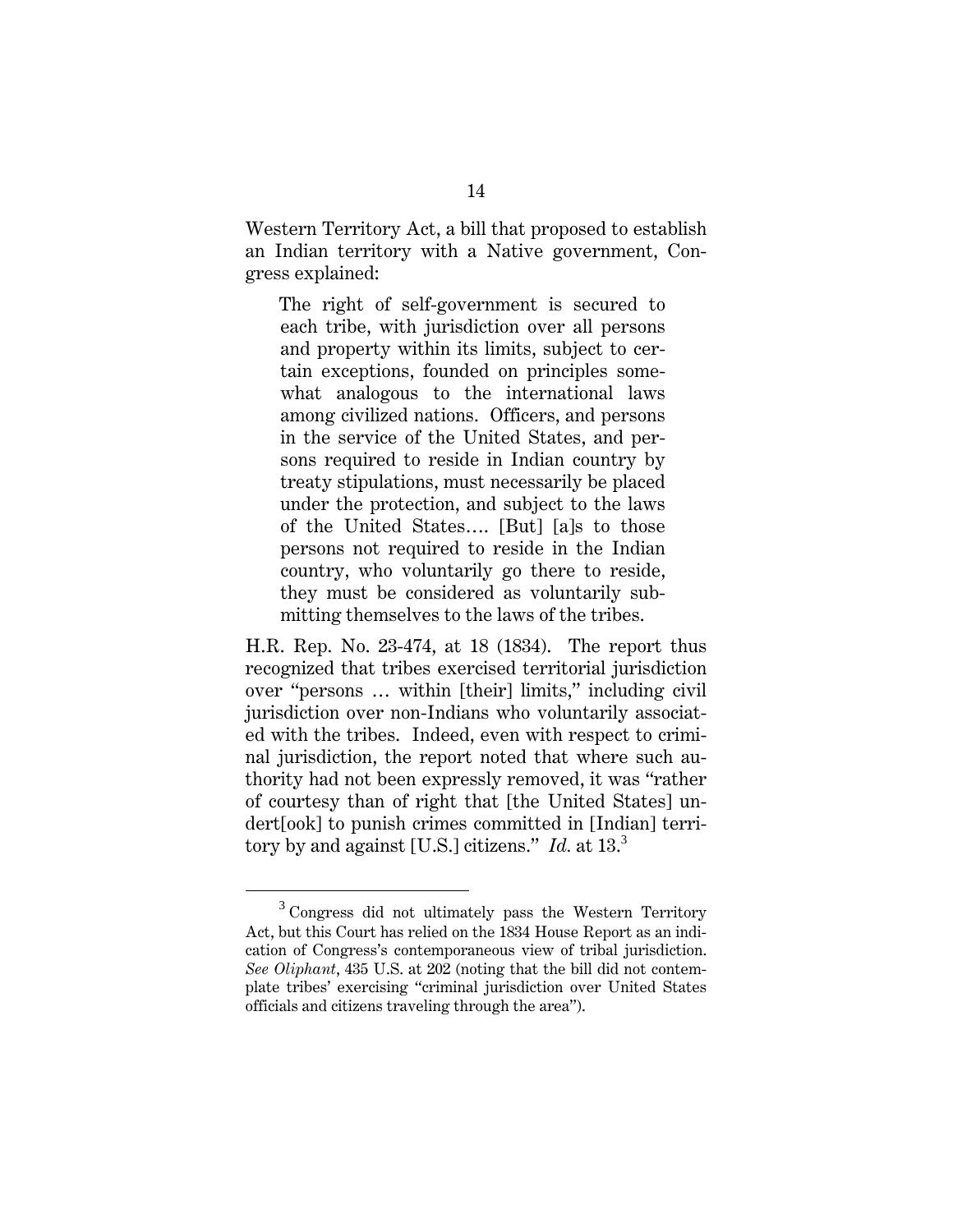Western Territory Act, a bill that proposed to establish an Indian territory with a Native government, Congress explained:

> The right of self-government is secured to each tribe, with jurisdiction over all persons and property within its limits, subject to certain exceptions, founded on principles somewhat analogous to the international laws among civilized nations. Officers, and persons in the service of the United States, and persons required to reside in Indian country by treaty stipulations, must necessarily be placed under the protection, and subject to the laws of the United States…. [But] [a]s to those persons not required to reside in the Indian country, who voluntarily go there to reside, they must be considered as voluntarily submitting themselves to the laws of the tribes.

H.R. Rep. No. 23-474, at 18 (1834). The report thus recognized that tribes exercised territorial jurisdiction over "persons … within [their] limits," including civil jurisdiction over non-Indians who voluntarily associated with the tribes. Indeed, even with respect to criminal jurisdiction, the report noted that where such authority had not been expressly removed, it was "rather of courtesy than of right that [the United States] undert[ook] to punish crimes committed in [Indian] territory by and against [U.S.] citizens." *Id.* at 13.[3]

---

[3] Congress did not ultimately pass the Western Territory Act, but this Court has relied on the 1834 House Report as an indication of Congress's contemporaneous view of tribal jurisdiction. *See Oliphant*, 435 U.S. at 202 (noting that the bill did not contemplate tribes' exercising "criminal jurisdiction over United States officials and citizens traveling through the area").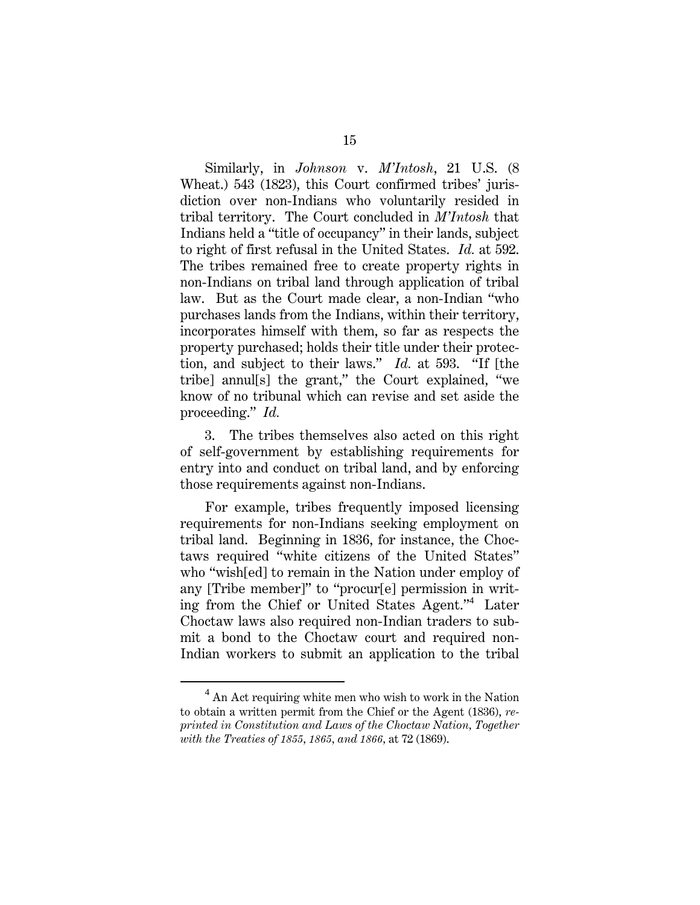Similarly, in *Johnson* v. *M'Intosh*, 21 U.S. (8 Wheat.) 543 (1823), this Court confirmed tribes' jurisdiction over non-Indians who voluntarily resided in tribal territory. The Court concluded in *M'Intosh* that Indians held a "title of occupancy" in their lands, subject to right of first refusal in the United States. *Id.* at 592. The tribes remained free to create property rights in non-Indians on tribal land through application of tribal law. But as the Court made clear, a non-Indian "who purchases lands from the Indians, within their territory, incorporates himself with them, so far as respects the property purchased; holds their title under their protection, and subject to their laws." *Id.* at 593. "If [the tribe] annul[s] the grant," the Court explained, "we know of no tribunal which can revise and set aside the proceeding." *Id.*

3. The tribes themselves also acted on this right of self-government by establishing requirements for entry into and conduct on tribal land, and by enforcing those requirements against non-Indians.

For example, tribes frequently imposed licensing requirements for non-Indians seeking employment on tribal land. Beginning in 1836, for instance, the Choctaws required "white citizens of the United States" who "wish[ed] to remain in the Nation under employ of any [Tribe member]" to "procur[e] permission in writing from the Chief or United States Agent."[4] Later Choctaw laws also required non-Indian traders to submit a bond to the Choctaw court and required non-Indian workers to submit an application to the tribal

[4] An Act requiring white men who wish to work in the Nation to obtain a written permit from the Chief or the Agent (1836), *reprinted in Constitution and Laws of the Choctaw Nation, Together with the Treaties of 1855, 1865, and 1866*, at 72 (1869).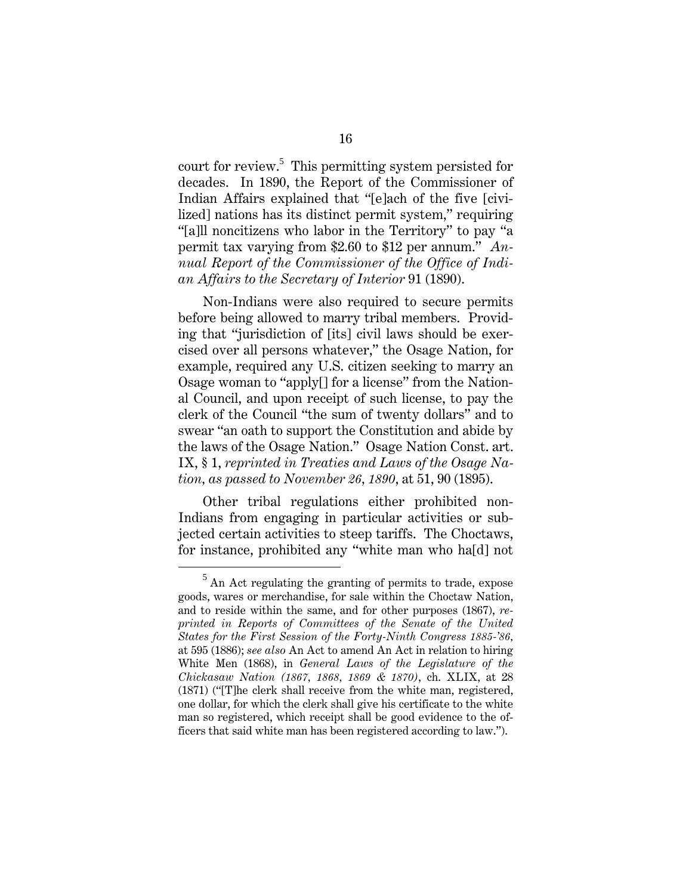court for review.[5] This permitting system persisted for decades. In 1890, the Report of the Commissioner of Indian Affairs explained that "[e]ach of the five [civilized] nations has its distinct permit system," requiring "[a]ll noncitizens who labor in the Territory" to pay "a permit tax varying from $2.60 to $12 per annum." *Annual Report of the Commissioner of the Office of Indian Affairs to the Secretary of Interior* 91 (1890).

Non-Indians were also required to secure permits before being allowed to marry tribal members. Providing that "jurisdiction of [its] civil laws should be exercised over all persons whatever," the Osage Nation, for example, required any U.S. citizen seeking to marry an Osage woman to "apply[] for a license" from the National Council, and upon receipt of such license, to pay the clerk of the Council "the sum of twenty dollars" and to swear "an oath to support the Constitution and abide by the laws of the Osage Nation." Osage Nation Const. art. IX, § 1, *reprinted in Treaties and Laws of the Osage Nation, as passed to November 26, 1890*, at 51, 90 (1895).

Other tribal regulations either prohibited non-Indians from engaging in particular activities or subjected certain activities to steep tariffs. The Choctaws, for instance, prohibited any "white man who ha[d] not

---

[5] An Act regulating the granting of permits to trade, expose goods, wares or merchandise, for sale within the Choctaw Nation, and to reside within the same, and for other purposes (1867), *reprinted in Reports of Committees of the Senate of the United States for the First Session of the Forty-Ninth Congress 1885-'86*, at 595 (1886); *see also* An Act to amend An Act in relation to hiring White Men (1868), in *General Laws of the Legislature of the Chickasaw Nation (1867, 1868, 1869 & 1870)*, ch. XLIX, at 28 (1871) ("[T]he clerk shall receive from the white man, registered, one dollar, for which the clerk shall give his certificate to the white man so registered, which receipt shall be good evidence to the officers that said white man has been registered according to law.").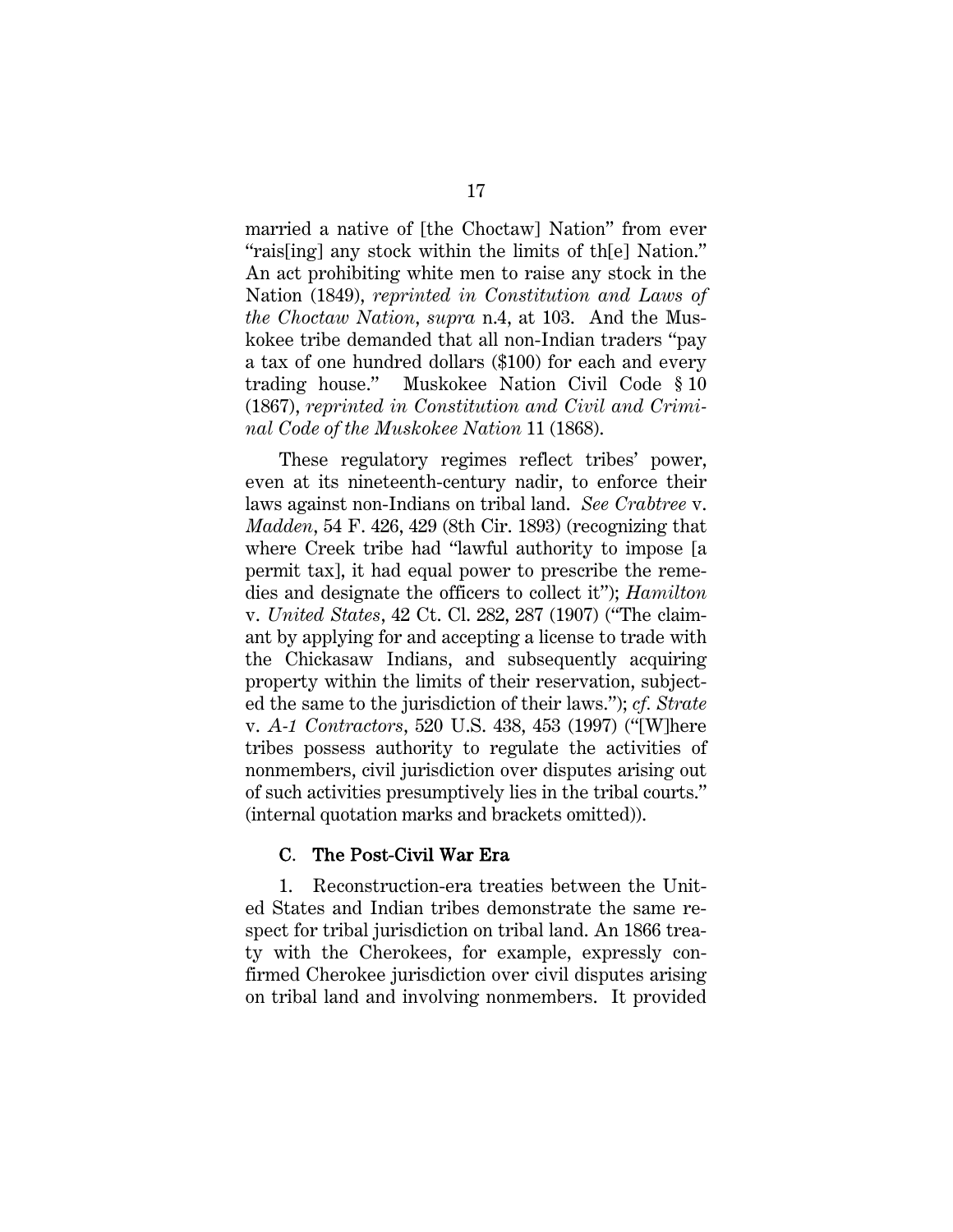married a native of [the Choctaw] Nation" from ever "rais[ing] any stock within the limits of th[e] Nation." An act prohibiting white men to raise any stock in the Nation (1849), *reprinted in Constitution and Laws of the Choctaw Nation*, *supra* n.4, at 103. And the Muskokee tribe demanded that all non-Indian traders "pay a tax of one hundred dollars ($100) for each and every trading house." Muskokee Nation Civil Code § 10 (1867), *reprinted in Constitution and Civil and Criminal Code of the Muskokee Nation* 11 (1868).

These regulatory regimes reflect tribes' power, even at its nineteenth-century nadir, to enforce their laws against non-Indians on tribal land. *See Crabtree* v. *Madden*, 54 F. 426, 429 (8th Cir. 1893) (recognizing that where Creek tribe had "lawful authority to impose [a permit tax], it had equal power to prescribe the remedies and designate the officers to collect it"); *Hamilton* v. *United States*, 42 Ct. Cl. 282, 287 (1907) ("The claimant by applying for and accepting a license to trade with the Chickasaw Indians, and subsequently acquiring property within the limits of their reservation, subjected the same to the jurisdiction of their laws."); *cf. Strate* v. *A-1 Contractors*, 520 U.S. 438, 453 (1997) ("[W]here tribes possess authority to regulate the activities of nonmembers, civil jurisdiction over disputes arising out of such activities presumptively lies in the tribal courts." (internal quotation marks and brackets omitted)).

### C. The Post-Civil War Era

1. Reconstruction-era treaties between the United States and Indian tribes demonstrate the same respect for tribal jurisdiction on tribal land. An 1866 treaty with the Cherokees, for example, expressly confirmed Cherokee jurisdiction over civil disputes arising on tribal land and involving nonmembers. It provided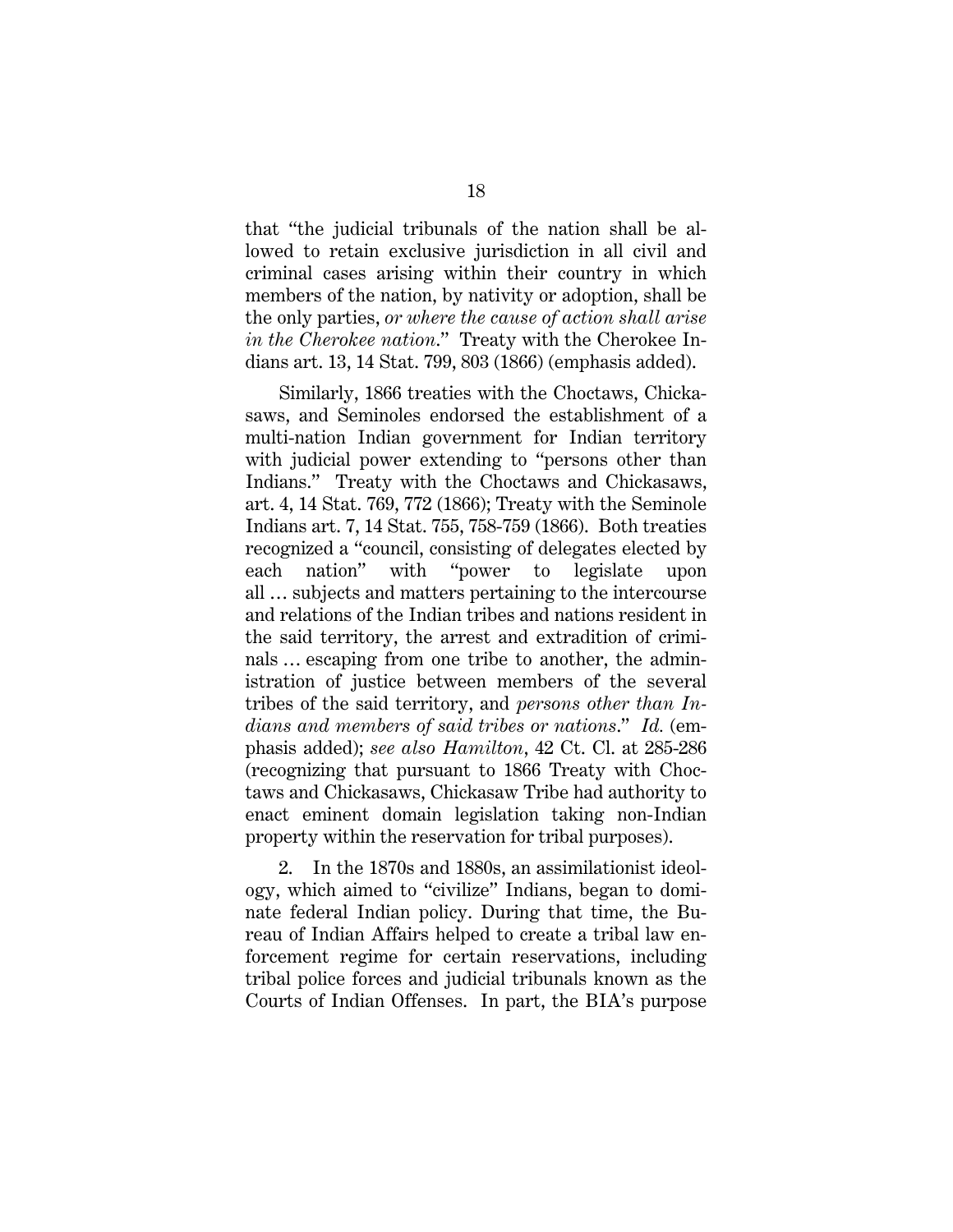that "the judicial tribunals of the nation shall be allowed to retain exclusive jurisdiction in all civil and criminal cases arising within their country in which members of the nation, by nativity or adoption, shall be the only parties, *or where the cause of action shall arise in the Cherokee nation*." Treaty with the Cherokee Indians art. 13, 14 Stat. 799, 803 (1866) (emphasis added).

Similarly, 1866 treaties with the Choctaws, Chickasaws, and Seminoles endorsed the establishment of a multi-nation Indian government for Indian territory with judicial power extending to "persons other than Indians." Treaty with the Choctaws and Chickasaws, art. 4, 14 Stat. 769, 772 (1866); Treaty with the Seminole Indians art. 7, 14 Stat. 755, 758-759 (1866). Both treaties recognized a "council, consisting of delegates elected by each nation" with "power to legislate upon all … subjects and matters pertaining to the intercourse and relations of the Indian tribes and nations resident in the said territory, the arrest and extradition of criminals … escaping from one tribe to another, the administration of justice between members of the several tribes of the said territory, and *persons other than Indians and members of said tribes or nations*." *Id.* (emphasis added); *see also Hamilton*, 42 Ct. Cl. at 285-286 (recognizing that pursuant to 1866 Treaty with Choctaws and Chickasaws, Chickasaw Tribe had authority to enact eminent domain legislation taking non-Indian property within the reservation for tribal purposes).

2. In the 1870s and 1880s, an assimilationist ideology, which aimed to "civilize" Indians, began to dominate federal Indian policy. During that time, the Bureau of Indian Affairs helped to create a tribal law enforcement regime for certain reservations, including tribal police forces and judicial tribunals known as the Courts of Indian Offenses. In part, the BIA's purpose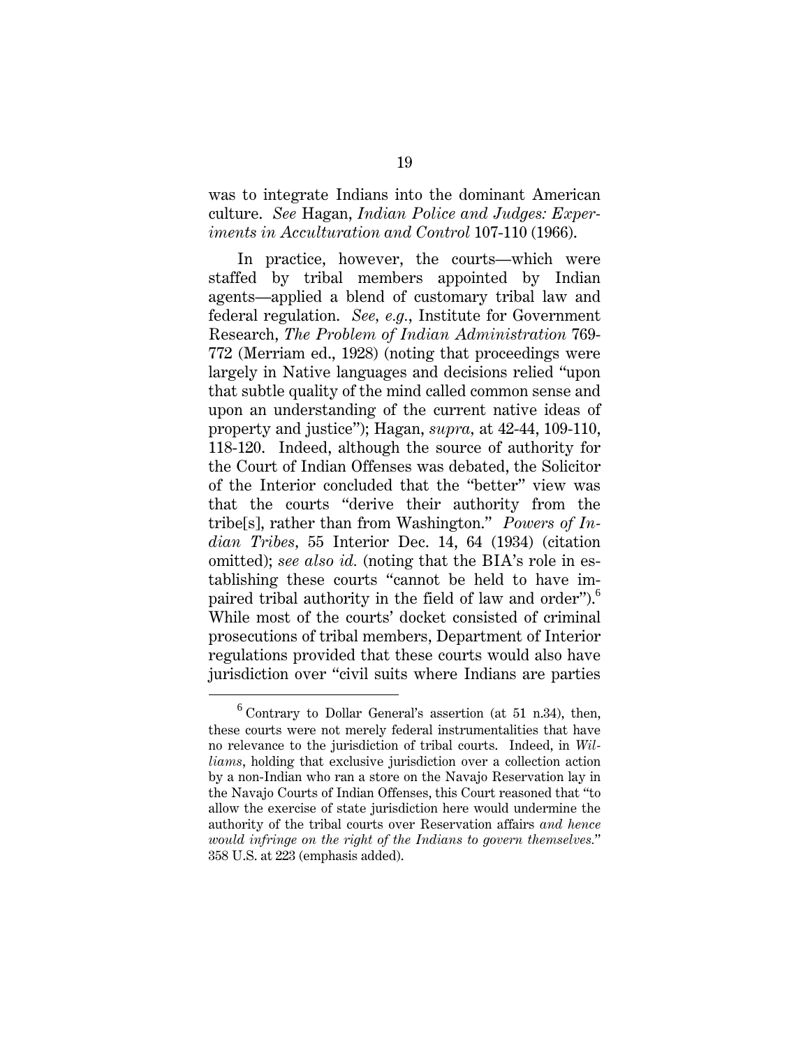was to integrate Indians into the dominant American culture. *See* Hagan, *Indian Police and Judges: Experiments in Acculturation and Control* 107-110 (1966).

In practice, however, the courts—which were staffed by tribal members appointed by Indian agents—applied a blend of customary tribal law and federal regulation. *See, e.g.*, Institute for Government Research, *The Problem of Indian Administration* 769-772 (Merriam ed., 1928) (noting that proceedings were largely in Native languages and decisions relied "upon that subtle quality of the mind called common sense and upon an understanding of the current native ideas of property and justice"); Hagan, *supra*, at 42-44, 109-110, 118-120. Indeed, although the source of authority for the Court of Indian Offenses was debated, the Solicitor of the Interior concluded that the "better" view was that the courts "derive their authority from the tribe[s], rather than from Washington." *Powers of Indian Tribes*, 55 Interior Dec. 14, 64 (1934) (citation omitted); *see also id.* (noting that the BIA's role in establishing these courts "cannot be held to have impaired tribal authority in the field of law and order").[6] While most of the courts' docket consisted of criminal prosecutions of tribal members, Department of Interior regulations provided that these courts would also have jurisdiction over "civil suits where Indians are parties

[6] Contrary to Dollar General's assertion (at 51 n.34), then, these courts were not merely federal instrumentalities that have no relevance to the jurisdiction of tribal courts. Indeed, in *Williams*, holding that exclusive jurisdiction over a collection action by a non-Indian who ran a store on the Navajo Reservation lay in the Navajo Courts of Indian Offenses, this Court reasoned that "to allow the exercise of state jurisdiction here would undermine the authority of the tribal courts over Reservation affairs *and hence would infringe on the right of the Indians to govern themselves.*" 358 U.S. at 223 (emphasis added).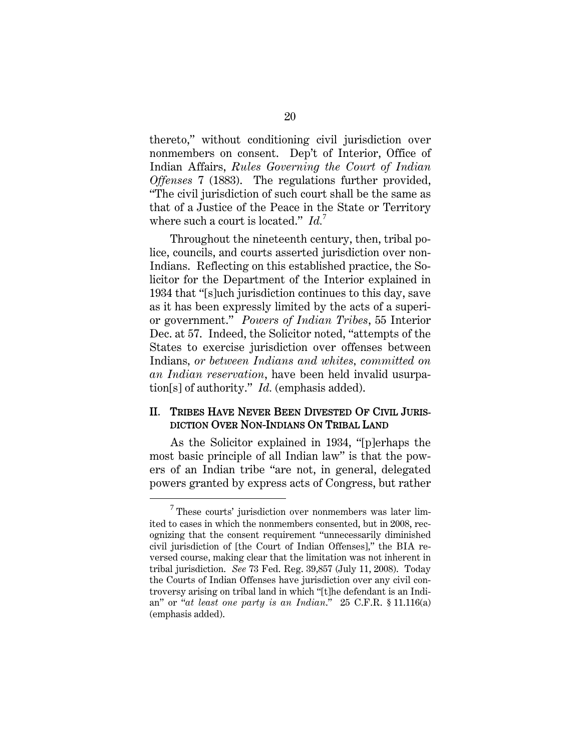thereto," without conditioning civil jurisdiction over nonmembers on consent. Dep't of Interior, Office of Indian Affairs, *Rules Governing the Court of Indian Offenses* 7 (1883). The regulations further provided, "The civil jurisdiction of such court shall be the same as that of a Justice of the Peace in the State or Territory where such a court is located." *Id.*[7]

Throughout the nineteenth century, then, tribal police, councils, and courts asserted jurisdiction over non-Indians. Reflecting on this established practice, the Solicitor for the Department of the Interior explained in 1934 that "[s]uch jurisdiction continues to this day, save as it has been expressly limited by the acts of a superior government." *Powers of Indian Tribes*, 55 Interior Dec. at 57. Indeed, the Solicitor noted, "attempts of the States to exercise jurisdiction over offenses between Indians, *or between Indians and whites, committed on an Indian reservation*, have been held invalid usurpation[s] of authority." *Id.* (emphasis added).

## II. TRIBES HAVE NEVER BEEN DIVESTED OF CIVIL JURISDICTION OVER NON-INDIANS ON TRIBAL LAND

As the Solicitor explained in 1934, "[p]erhaps the most basic principle of all Indian law" is that the powers of an Indian tribe "are not, in general, delegated powers granted by express acts of Congress, but rather

---

[7] These courts' jurisdiction over nonmembers was later limited to cases in which the nonmembers consented, but in 2008, recognizing that the consent requirement "unnecessarily diminished civil jurisdiction of [the Court of Indian Offenses]," the BIA reversed course, making clear that the limitation was not inherent in tribal jurisdiction. *See* 73 Fed. Reg. 39,857 (July 11, 2008). Today the Courts of Indian Offenses have jurisdiction over any civil controversy arising on tribal land in which "[t]he defendant is an Indian" or "*at least one party is an Indian*." 25 C.F.R. § 11.116(a) (emphasis added).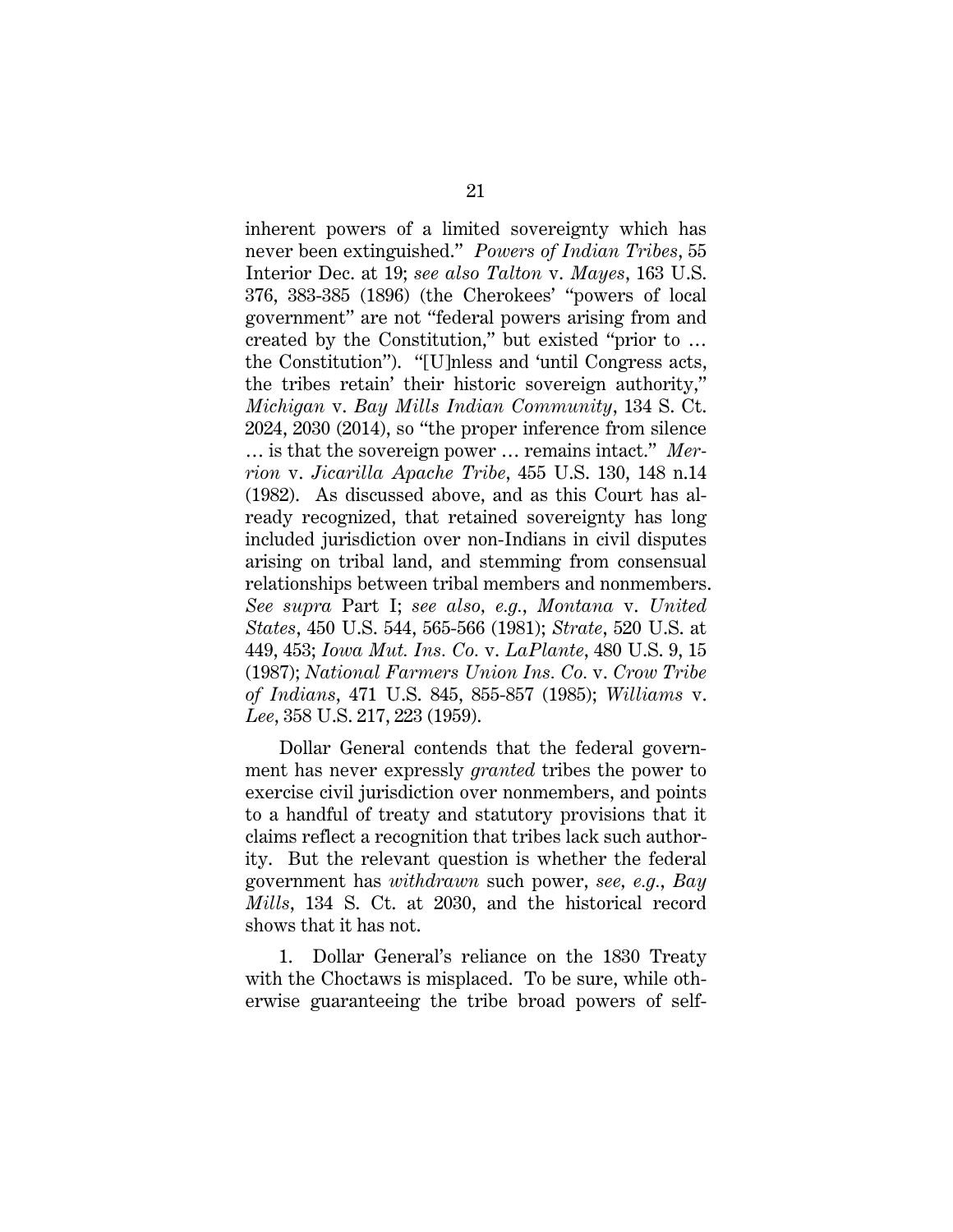inherent powers of a limited sovereignty which has never been extinguished." *Powers of Indian Tribes*, 55 Interior Dec. at 19; *see also Talton* v. *Mayes*, 163 U.S. 376, 383-385 (1896) (the Cherokees' "powers of local government" are not "federal powers arising from and created by the Constitution," but existed "prior to … the Constitution"). "[U]nless and 'until Congress acts, the tribes retain' their historic sovereign authority," *Michigan* v. *Bay Mills Indian Community*, 134 S. Ct. 2024, 2030 (2014), so "the proper inference from silence … is that the sovereign power … remains intact." *Merrion* v. *Jicarilla Apache Tribe*, 455 U.S. 130, 148 n.14 (1982). As discussed above, and as this Court has already recognized, that retained sovereignty has long included jurisdiction over non-Indians in civil disputes arising on tribal land, and stemming from consensual relationships between tribal members and nonmembers. *See supra* Part I; *see also*, *e.g.*, *Montana* v. *United States*, 450 U.S. 544, 565-566 (1981); *Strate*, 520 U.S. at 449, 453; *Iowa Mut. Ins. Co.* v. *LaPlante*, 480 U.S. 9, 15 (1987); *National Farmers Union Ins. Co.* v. *Crow Tribe of Indians*, 471 U.S. 845, 855-857 (1985); *Williams* v. *Lee*, 358 U.S. 217, 223 (1959).

Dollar General contends that the federal government has never expressly *granted* tribes the power to exercise civil jurisdiction over nonmembers, and points to a handful of treaty and statutory provisions that it claims reflect a recognition that tribes lack such authority. But the relevant question is whether the federal government has *withdrawn* such power, *see*, *e.g.*, *Bay Mills*, 134 S. Ct. at 2030, and the historical record shows that it has not.

1. Dollar General's reliance on the 1830 Treaty with the Choctaws is misplaced. To be sure, while otherwise guaranteeing the tribe broad powers of self-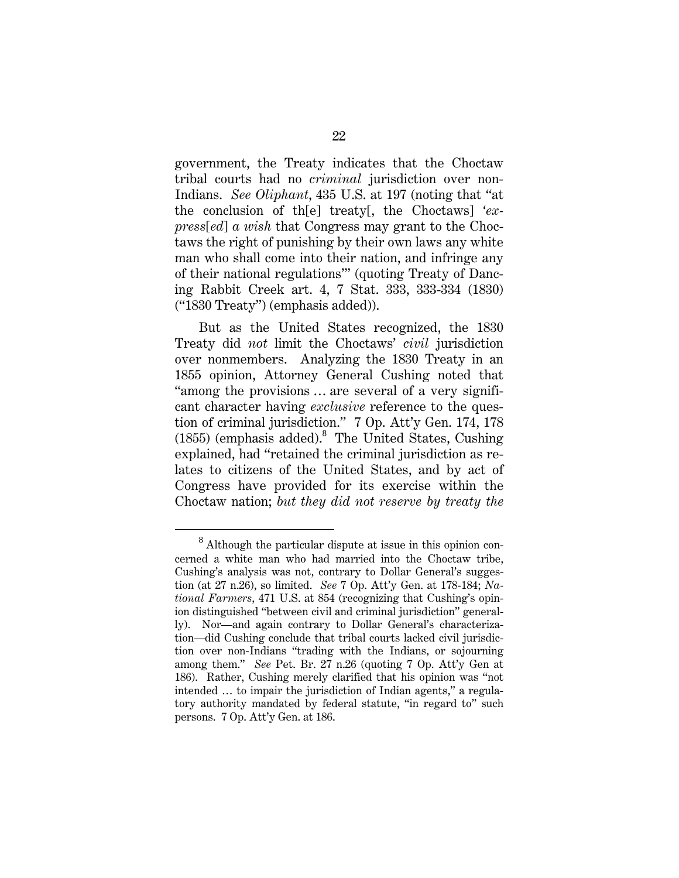government, the Treaty indicates that the Choctaw tribal courts had no *criminal* jurisdiction over non-Indians. *See Oliphant*, 435 U.S. at 197 (noting that "at the conclusion of th[e] treaty[, the Choctaws] '*express*[*ed*] *a wish* that Congress may grant to the Choctaws the right of punishing by their own laws any white man who shall come into their nation, and infringe any of their national regulations'" (quoting Treaty of Dancing Rabbit Creek art. 4, 7 Stat. 333, 333-334 (1830) ("1830 Treaty") (emphasis added)).

But as the United States recognized, the 1830 Treaty did *not* limit the Choctaws' *civil* jurisdiction over nonmembers. Analyzing the 1830 Treaty in an 1855 opinion, Attorney General Cushing noted that "among the provisions … are several of a very significant character having *exclusive* reference to the question of criminal jurisdiction." 7 Op. Att'y Gen. 174, 178 (1855) (emphasis added).[8] The United States, Cushing explained, had "retained the criminal jurisdiction as relates to citizens of the United States, and by act of Congress have provided for its exercise within the Choctaw nation; *but they did not reserve by treaty the*

---

[8] Although the particular dispute at issue in this opinion concerned a white man who had married into the Choctaw tribe, Cushing's analysis was not, contrary to Dollar General's suggestion (at 27 n.26), so limited. *See* 7 Op. Att'y Gen. at 178-184; *National Farmers*, 471 U.S. at 854 (recognizing that Cushing's opinion distinguished "between civil and criminal jurisdiction" generally). Nor—and again contrary to Dollar General's characterization—did Cushing conclude that tribal courts lacked civil jurisdiction over non-Indians "trading with the Indians, or sojourning among them." *See* Pet. Br. 27 n.26 (quoting 7 Op. Att'y Gen at 186). Rather, Cushing merely clarified that his opinion was "not intended … to impair the jurisdiction of Indian agents," a regulatory authority mandated by federal statute, "in regard to" such persons. 7 Op. Att'y Gen. at 186.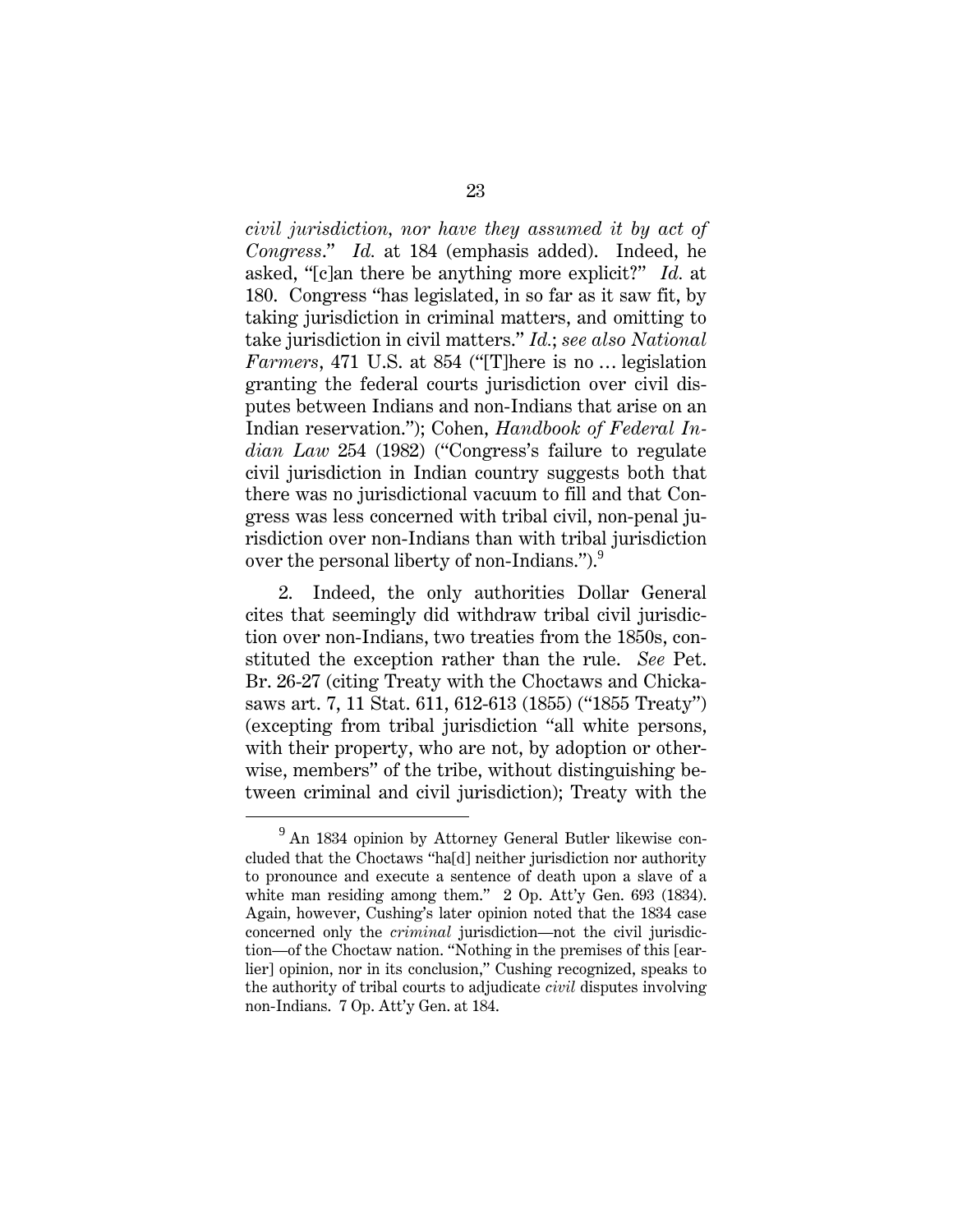*civil jurisdiction, nor have they assumed it by act of Congress*." *Id.* at 184 (emphasis added). Indeed, he asked, "[c]an there be anything more explicit?" *Id.* at 180. Congress "has legislated, in so far as it saw fit, by taking jurisdiction in criminal matters, and omitting to take jurisdiction in civil matters." *Id.*; *see also National Farmers*, 471 U.S. at 854 ("[T]here is no … legislation granting the federal courts jurisdiction over civil disputes between Indians and non-Indians that arise on an Indian reservation."); Cohen, *Handbook of Federal Indian Law* 254 (1982) ("Congress's failure to regulate civil jurisdiction in Indian country suggests both that there was no jurisdictional vacuum to fill and that Congress was less concerned with tribal civil, non-penal jurisdiction over non-Indians than with tribal jurisdiction over the personal liberty of non-Indians.").[9]

2. Indeed, the only authorities Dollar General cites that seemingly did withdraw tribal civil jurisdiction over non-Indians, two treaties from the 1850s, constituted the exception rather than the rule. *See* Pet. Br. 26-27 (citing Treaty with the Choctaws and Chickasaws art. 7, 11 Stat. 611, 612-613 (1855) ("1855 Treaty") (excepting from tribal jurisdiction "all white persons, with their property, who are not, by adoption or otherwise, members" of the tribe, without distinguishing between criminal and civil jurisdiction); Treaty with the

[9] An 1834 opinion by Attorney General Butler likewise concluded that the Choctaws "ha[d] neither jurisdiction nor authority to pronounce and execute a sentence of death upon a slave of a white man residing among them." 2 Op. Att'y Gen. 693 (1834). Again, however, Cushing's later opinion noted that the 1834 case concerned only the *criminal* jurisdiction—not the civil jurisdiction—of the Choctaw nation. "Nothing in the premises of this [earlier] opinion, nor in its conclusion," Cushing recognized, speaks to the authority of tribal courts to adjudicate *civil* disputes involving non-Indians. 7 Op. Att'y Gen. at 184.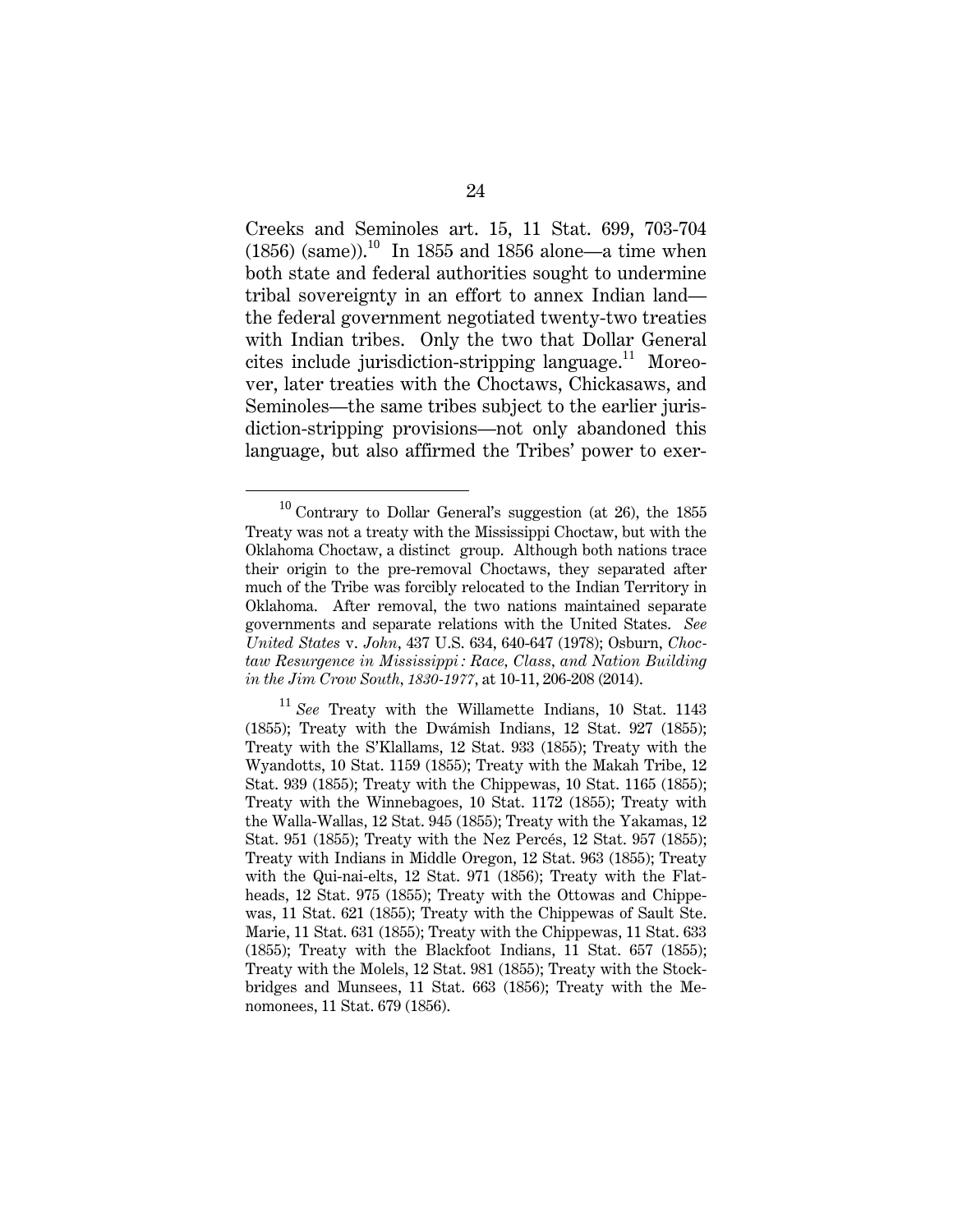Creeks and Seminoles art. 15, 11 Stat. 699, 703-704 (1856) (same)).[10] In 1855 and 1856 alone—a time when both state and federal authorities sought to undermine tribal sovereignty in an effort to annex Indian land—the federal government negotiated twenty-two treaties with Indian tribes. Only the two that Dollar General cites include jurisdiction-stripping language.[11] Moreover, later treaties with the Choctaws, Chickasaws, and Seminoles—the same tribes subject to the earlier jurisdiction-stripping provisions—not only abandoned this language, but also affirmed the Tribes' power to exer-

---

[10] Contrary to Dollar General's suggestion (at 26), the 1855 Treaty was not a treaty with the Mississippi Choctaw, but with the Oklahoma Choctaw, a distinct group. Although both nations trace their origin to the pre-removal Choctaws, they separated after much of the Tribe was forcibly relocated to the Indian Territory in Oklahoma. After removal, the two nations maintained separate governments and separate relations with the United States. *See United States* v. *John*, 437 U.S. 634, 640-647 (1978); Osburn, *Choctaw Resurgence in Mississippi: Race, Class, and Nation Building in the Jim Crow South, 1830-1977*, at 10-11, 206-208 (2014).

[11] *See* Treaty with the Willamette Indians, 10 Stat. 1143 (1855); Treaty with the Dwámish Indians, 12 Stat. 927 (1855); Treaty with the S'Klallams, 12 Stat. 933 (1855); Treaty with the Wyandotts, 10 Stat. 1159 (1855); Treaty with the Makah Tribe, 12 Stat. 939 (1855); Treaty with the Chippewas, 10 Stat. 1165 (1855); Treaty with the Winnebagoes, 10 Stat. 1172 (1855); Treaty with the Walla-Wallas, 12 Stat. 945 (1855); Treaty with the Yakamas, 12 Stat. 951 (1855); Treaty with the Nez Percés, 12 Stat. 957 (1855); Treaty with Indians in Middle Oregon, 12 Stat. 963 (1855); Treaty with the Qui-nai-elts, 12 Stat. 971 (1856); Treaty with the Flatheads, 12 Stat. 975 (1855); Treaty with the Ottowas and Chippewas, 11 Stat. 621 (1855); Treaty with the Chippewas of Sault Ste. Marie, 11 Stat. 631 (1855); Treaty with the Chippewas, 11 Stat. 633 (1855); Treaty with the Blackfoot Indians, 11 Stat. 657 (1855); Treaty with the Molels, 12 Stat. 981 (1855); Treaty with the Stockbridges and Munsees, 11 Stat. 663 (1856); Treaty with the Menomonees, 11 Stat. 679 (1856).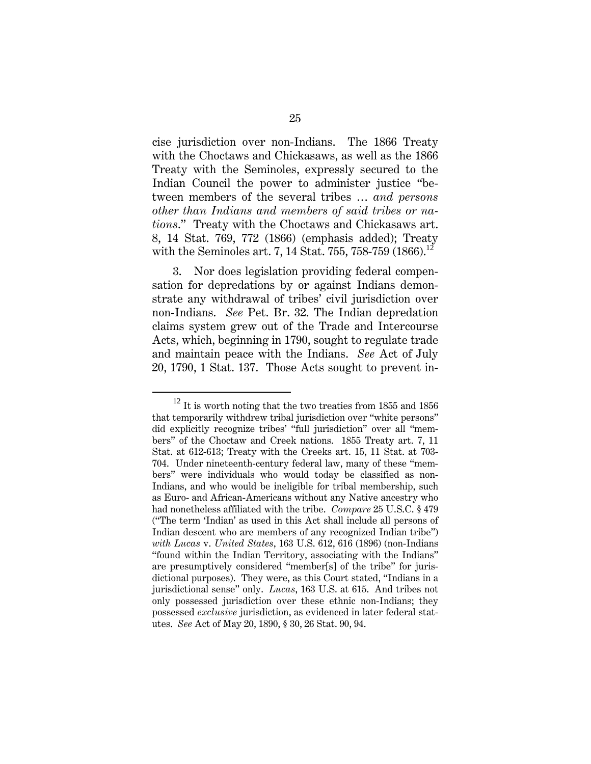cise jurisdiction over non-Indians. The 1866 Treaty with the Choctaws and Chickasaws, as well as the 1866 Treaty with the Seminoles, expressly secured to the Indian Council the power to administer justice "between members of the several tribes … *and persons other than Indians and members of said tribes or nations*." Treaty with the Choctaws and Chickasaws art. 8, 14 Stat. 769, 772 (1866) (emphasis added); Treaty with the Seminoles art. 7, 14 Stat. 755, 758-759 (1866).[12]

3. Nor does legislation providing federal compensation for depredations by or against Indians demonstrate any withdrawal of tribes' civil jurisdiction over non-Indians. *See* Pet. Br. 32. The Indian depredation claims system grew out of the Trade and Intercourse Acts, which, beginning in 1790, sought to regulate trade and maintain peace with the Indians. *See* Act of July 20, 1790, 1 Stat. 137. Those Acts sought to prevent in-

---

[12] It is worth noting that the two treaties from 1855 and 1856 that temporarily withdrew tribal jurisdiction over "white persons" did explicitly recognize tribes' "full jurisdiction" over all "members" of the Choctaw and Creek nations. 1855 Treaty art. 7, 11 Stat. at 612-613; Treaty with the Creeks art. 15, 11 Stat. at 703-704. Under nineteenth-century federal law, many of these "members" were individuals who would today be classified as non-Indians, and who would be ineligible for tribal membership, such as Euro- and African-Americans without any Native ancestry who had nonetheless affiliated with the tribe. *Compare* 25 U.S.C. § 479 ("The term 'Indian' as used in this Act shall include all persons of Indian descent who are members of any recognized Indian tribe") *with Lucas* v. *United States*, 163 U.S. 612, 616 (1896) (non-Indians "found within the Indian Territory, associating with the Indians" are presumptively considered "member[s] of the tribe" for jurisdictional purposes). They were, as this Court stated, "Indians in a jurisdictional sense" only. *Lucas*, 163 U.S. at 615. And tribes not only possessed jurisdiction over these ethnic non-Indians; they possessed *exclusive* jurisdiction, as evidenced in later federal statutes. *See* Act of May 20, 1890, § 30, 26 Stat. 90, 94.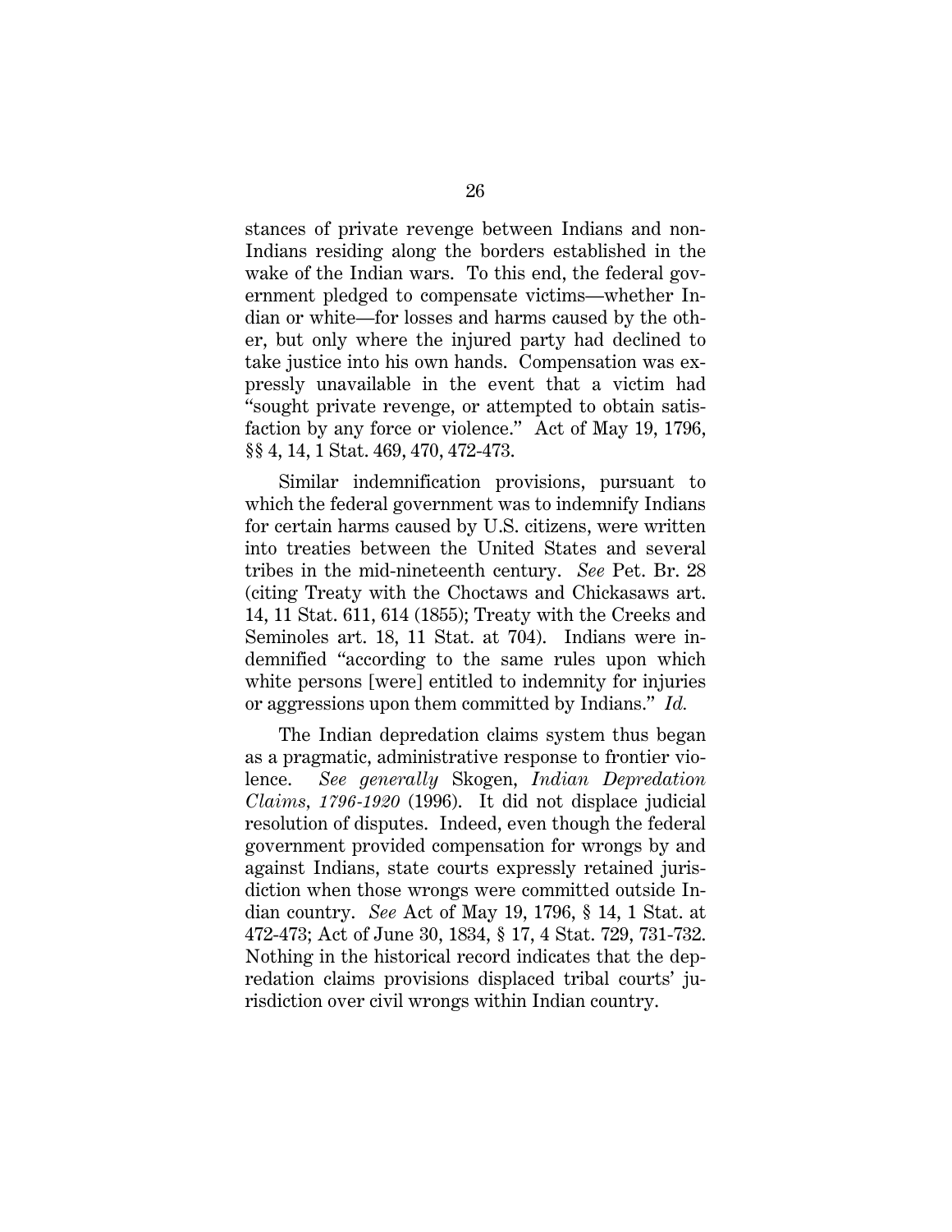stances of private revenge between Indians and non-Indians residing along the borders established in the wake of the Indian wars. To this end, the federal government pledged to compensate victims—whether Indian or white—for losses and harms caused by the other, but only where the injured party had declined to take justice into his own hands. Compensation was expressly unavailable in the event that a victim had "sought private revenge, or attempted to obtain satisfaction by any force or violence." Act of May 19, 1796, §§ 4, 14, 1 Stat. 469, 470, 472-473.

Similar indemnification provisions, pursuant to which the federal government was to indemnify Indians for certain harms caused by U.S. citizens, were written into treaties between the United States and several tribes in the mid-nineteenth century. *See* Pet. Br. 28 (citing Treaty with the Choctaws and Chickasaws art. 14, 11 Stat. 611, 614 (1855); Treaty with the Creeks and Seminoles art. 18, 11 Stat. at 704). Indians were indemnified "according to the same rules upon which white persons [were] entitled to indemnity for injuries or aggressions upon them committed by Indians." *Id.*

The Indian depredation claims system thus began as a pragmatic, administrative response to frontier violence. *See generally* Skogen, *Indian Depredation Claims, 1796-1920* (1996). It did not displace judicial resolution of disputes. Indeed, even though the federal government provided compensation for wrongs by and against Indians, state courts expressly retained jurisdiction when those wrongs were committed outside Indian country. *See* Act of May 19, 1796, § 14, 1 Stat. at 472-473; Act of June 30, 1834, § 17, 4 Stat. 729, 731-732. Nothing in the historical record indicates that the depredation claims provisions displaced tribal courts' jurisdiction over civil wrongs within Indian country.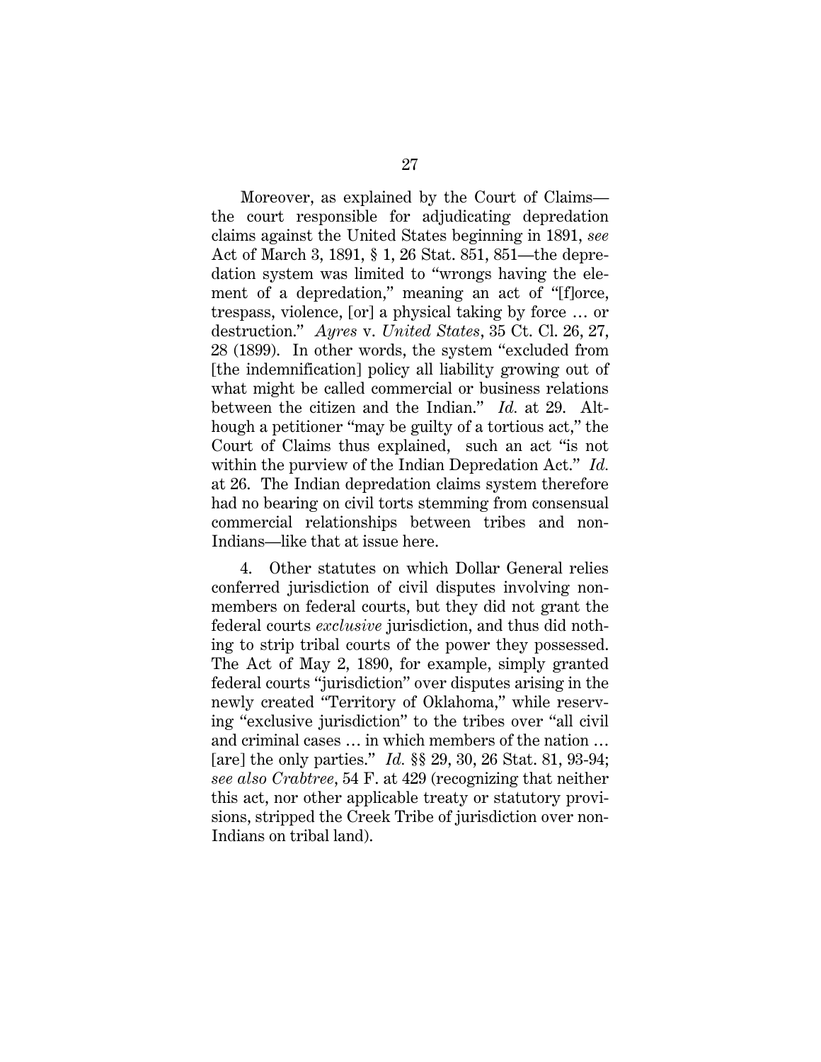Moreover, as explained by the Court of Claims—the court responsible for adjudicating depredation claims against the United States beginning in 1891, *see* Act of March 3, 1891, § 1, 26 Stat. 851, 851—the depredation system was limited to "wrongs having the element of a depredation," meaning an act of "[f]orce, trespass, violence, [or] a physical taking by force … or destruction." *Ayres* v. *United States*, 35 Ct. Cl. 26, 27, 28 (1899). In other words, the system "excluded from [the indemnification] policy all liability growing out of what might be called commercial or business relations between the citizen and the Indian." *Id.* at 29. Although a petitioner "may be guilty of a tortious act," the Court of Claims thus explained, such an act "is not within the purview of the Indian Depredation Act." *Id.* at 26. The Indian depredation claims system therefore had no bearing on civil torts stemming from consensual commercial relationships between tribes and non-Indians—like that at issue here.

4. Other statutes on which Dollar General relies conferred jurisdiction of civil disputes involving nonmembers on federal courts, but they did not grant the federal courts *exclusive* jurisdiction, and thus did nothing to strip tribal courts of the power they possessed. The Act of May 2, 1890, for example, simply granted federal courts "jurisdiction" over disputes arising in the newly created "Territory of Oklahoma," while reserving "exclusive jurisdiction" to the tribes over "all civil and criminal cases … in which members of the nation … [are] the only parties." *Id.* §§ 29, 30, 26 Stat. 81, 93-94; *see also Crabtree*, 54 F. at 429 (recognizing that neither this act, nor other applicable treaty or statutory provisions, stripped the Creek Tribe of jurisdiction over non-Indians on tribal land).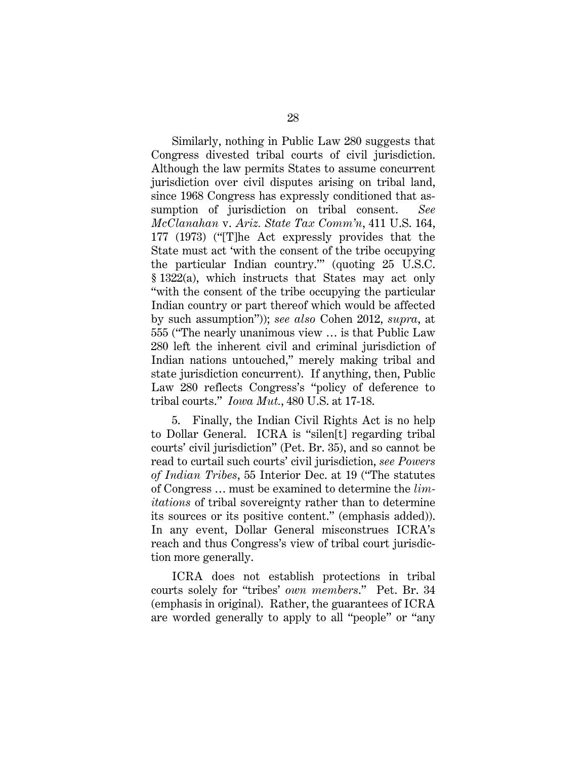Similarly, nothing in Public Law 280 suggests that Congress divested tribal courts of civil jurisdiction. Although the law permits States to assume concurrent jurisdiction over civil disputes arising on tribal land, since 1968 Congress has expressly conditioned that assumption of jurisdiction on tribal consent. *See McClanahan* v. *Ariz. State Tax Comm'n*, 411 U.S. 164, 177 (1973) ("[T]he Act expressly provides that the State must act 'with the consent of the tribe occupying the particular Indian country.'" (quoting 25 U.S.C. § 1322(a), which instructs that States may act only "with the consent of the tribe occupying the particular Indian country or part thereof which would be affected by such assumption")); *see also* Cohen 2012, *supra*, at 555 ("The nearly unanimous view … is that Public Law 280 left the inherent civil and criminal jurisdiction of Indian nations untouched," merely making tribal and state jurisdiction concurrent). If anything, then, Public Law 280 reflects Congress's "policy of deference to tribal courts." *Iowa Mut.*, 480 U.S. at 17-18.

5. Finally, the Indian Civil Rights Act is no help to Dollar General. ICRA is "silen[t] regarding tribal courts' civil jurisdiction" (Pet. Br. 35), and so cannot be read to curtail such courts' civil jurisdiction, *see Powers of Indian Tribes*, 55 Interior Dec. at 19 ("The statutes of Congress … must be examined to determine the *limitations* of tribal sovereignty rather than to determine its sources or its positive content." (emphasis added)). In any event, Dollar General misconstrues ICRA's reach and thus Congress's view of tribal court jurisdiction more generally.

ICRA does not establish protections in tribal courts solely for "tribes' *own members*." Pet. Br. 34 (emphasis in original). Rather, the guarantees of ICRA are worded generally to apply to all "people" or "any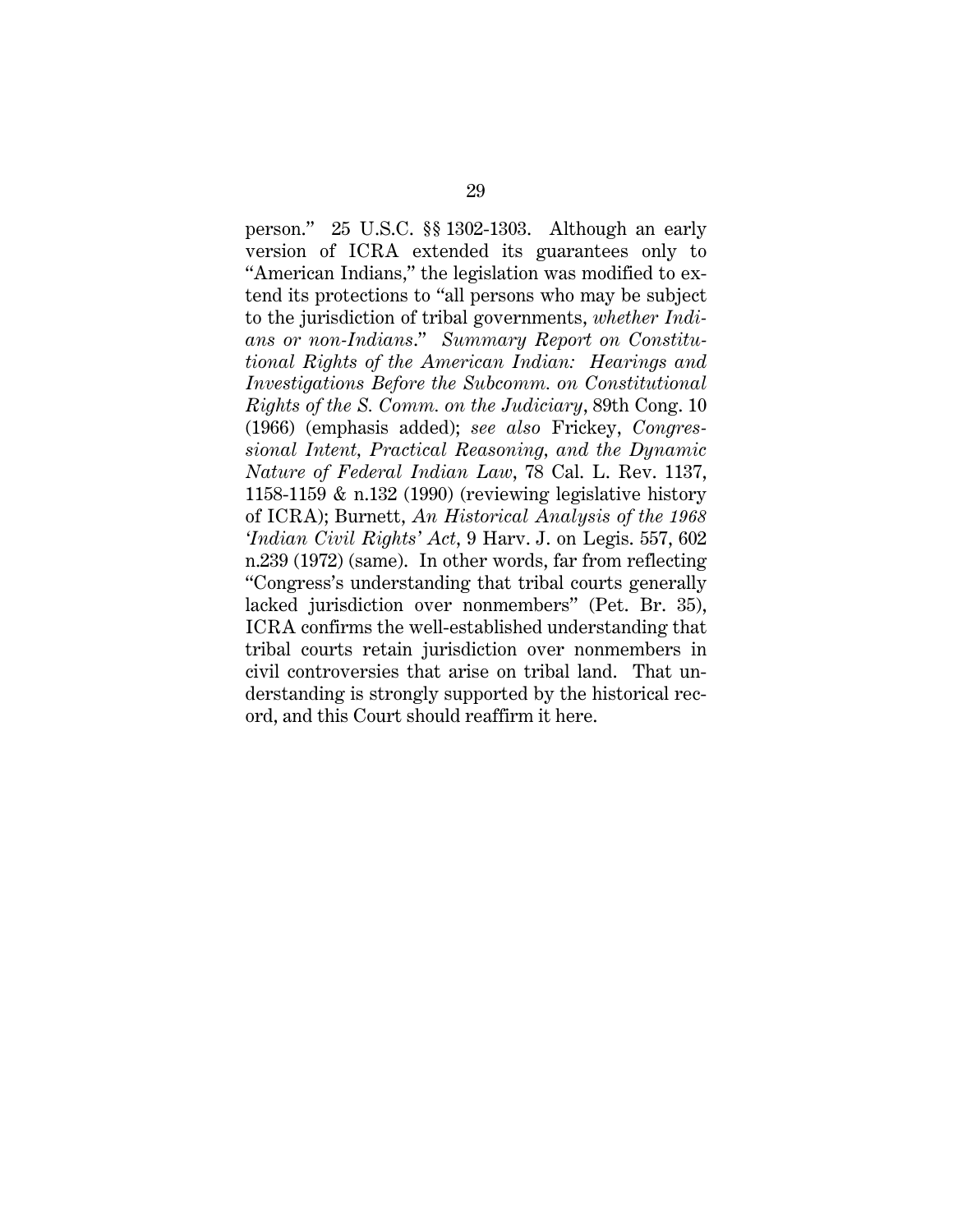person." 25 U.S.C. §§ 1302-1303. Although an early version of ICRA extended its guarantees only to "American Indians," the legislation was modified to extend its protections to "all persons who may be subject to the jurisdiction of tribal governments, *whether Indians or non-Indians*." *Summary Report on Constitutional Rights of the American Indian: Hearings and Investigations Before the Subcomm. on Constitutional Rights of the S. Comm. on the Judiciary*, 89th Cong. 10 (1966) (emphasis added); *see also* Frickey, *Congressional Intent, Practical Reasoning, and the Dynamic Nature of Federal Indian Law*, 78 Cal. L. Rev. 1137, 1158-1159 & n.132 (1990) (reviewing legislative history of ICRA); Burnett, *An Historical Analysis of the 1968 'Indian Civil Rights' Act*, 9 Harv. J. on Legis. 557, 602 n.239 (1972) (same). In other words, far from reflecting "Congress's understanding that tribal courts generally lacked jurisdiction over nonmembers" (Pet. Br. 35), ICRA confirms the well-established understanding that tribal courts retain jurisdiction over nonmembers in civil controversies that arise on tribal land. That understanding is strongly supported by the historical record, and this Court should reaffirm it here.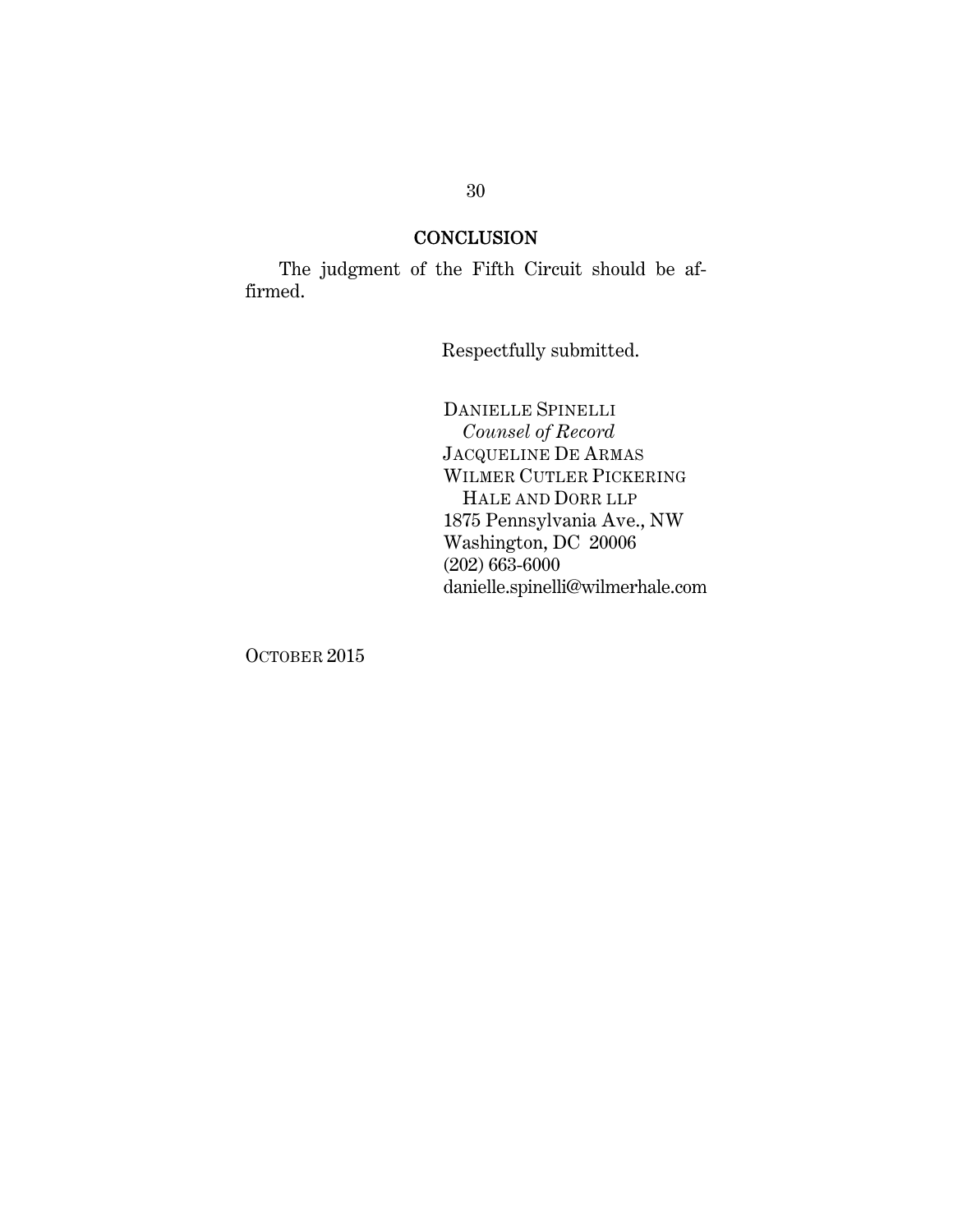## CONCLUSION

The judgment of the Fifth Circuit should be affirmed.

Respectfully submitted.

DANIELLE SPINELLI
*Counsel of Record*
JACQUELINE DE ARMAS
WILMER CUTLER PICKERING
HALE AND DORR LLP
1875 Pennsylvania Ave., NW
Washington, DC 20006
(202) 663-6000
danielle.spinelli@wilmerhale.com

OCTOBER 2015